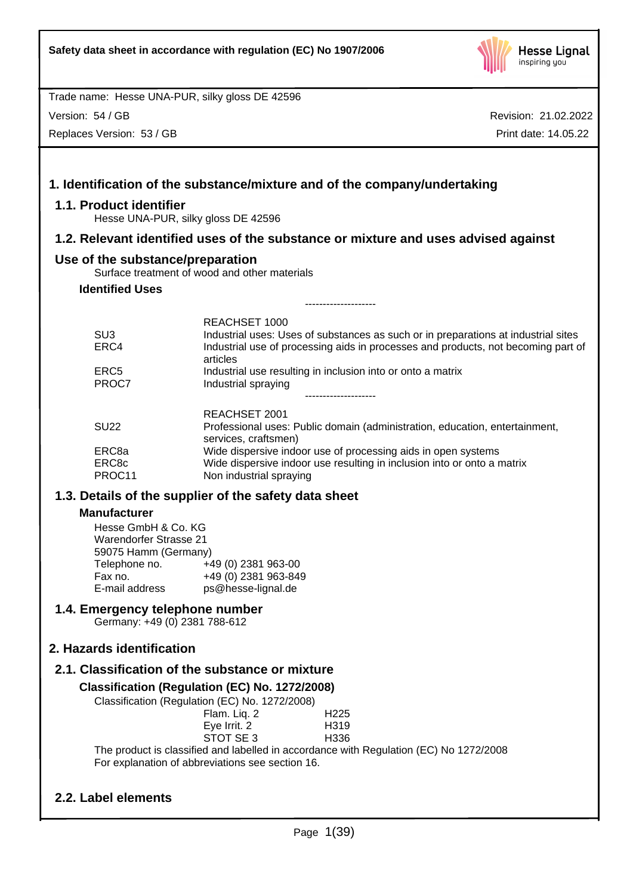Trade name: Hesse UNA-PUR, silky gloss DE 42596

Version: 54 / GB Revision: 21.02.2022

Replaces Version: 53 / GB Print date: 14.05.22

# 1. Identification of the substance/mixture and of the company/undertaking

## 1.1. Product identifier

Hesse UNA-PUR, silky gloss DE 42596

## 1.2. Relevant identified uses of the substance or mixture and uses advised against

## Use of the substance/preparation

Surface treatment of wood and other materials

### Identified Uses

--------------------

| | |
|---|---|
| | REACHSET 1000 |
| SU3 | Industrial uses: Uses of substances as such or in preparations at industrial sites |
| ERC4 | Industrial use of processing aids in processes and products, not becoming part of articles |
| ERC5 | Industrial use resulting in inclusion into or onto a matrix |
| PROC7 | Industrial spraying |

--------------------

| | |
|---|---|
| | REACHSET 2001 |
| SU22 | Professional uses: Public domain (administration, education, entertainment, services, craftsmen) |
| ERC8a | Wide dispersive indoor use of processing aids in open systems |
| ERC8c | Wide dispersive indoor use resulting in inclusion into or onto a matrix |
| PROC11 | Non industrial spraying |

## 1.3. Details of the supplier of the safety data sheet

### Manufacturer

Hesse GmbH & Co. KG
Warendorfer Strasse 21
59075 Hamm (Germany)

| | |
|---|---|
| Telephone no. | +49 (0) 2381 963-00 |
| Fax no. | +49 (0) 2381 963-849 |
| E-mail address | ps@hesse-lignal.de |

## 1.4. Emergency telephone number

Germany: +49 (0) 2381 788-612

# 2. Hazards identification

## 2.1. Classification of the substance or mixture

### Classification (Regulation (EC) No. 1272/2008)

Classification (Regulation (EC) No. 1272/2008)

| | |
|---|---|
| Flam. Liq. 2 | H225 |
| Eye Irrit. 2 | H319 |
| STOT SE 3 | H336 |

The product is classified and labelled in accordance with Regulation (EC) No 1272/2008
For explanation of abbreviations see section 16.

## 2.2. Label elements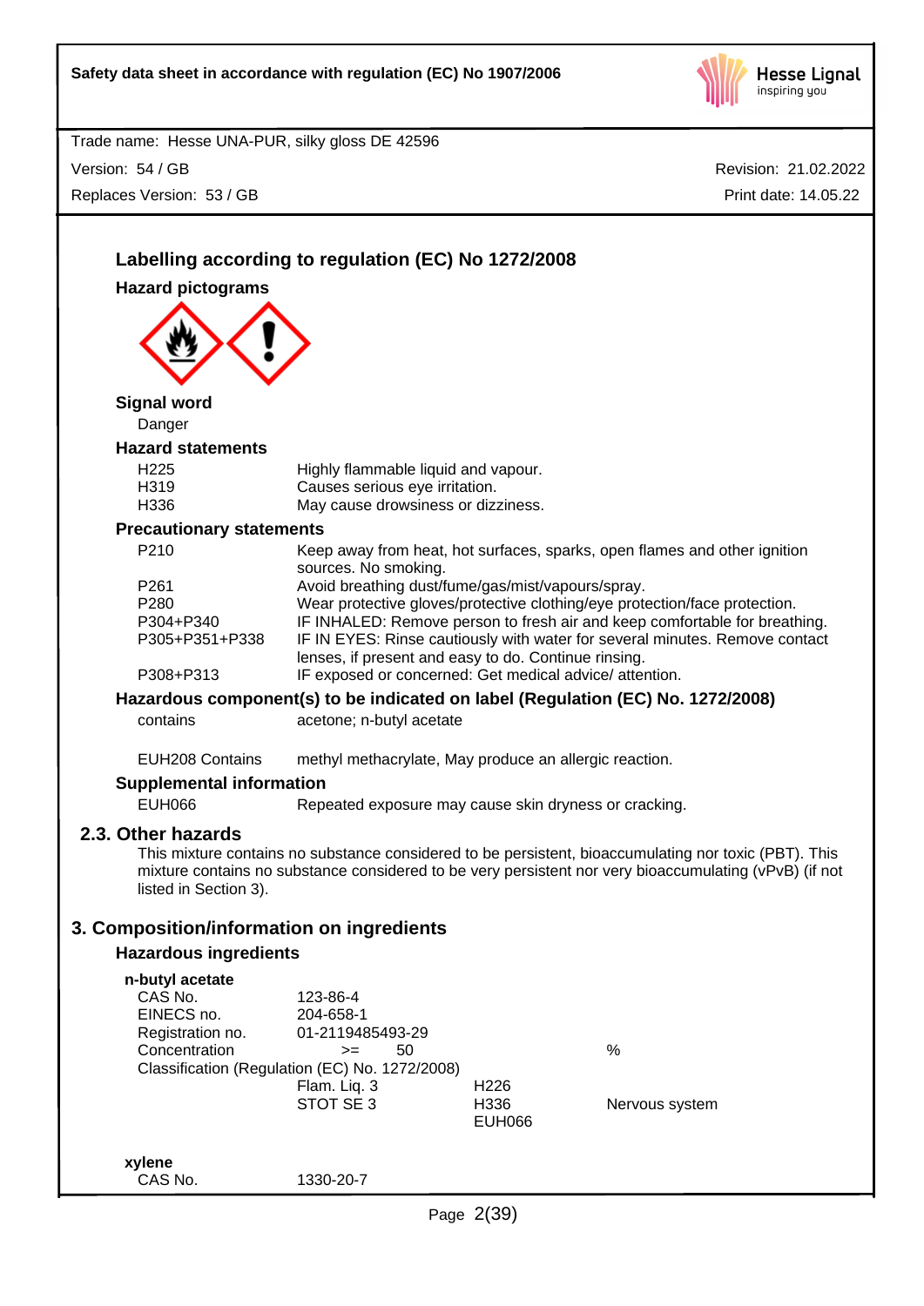## Labelling according to regulation (EC) No 1272/2008

### Hazard pictograms

### Signal word

Danger

### Hazard statements

| | |
|---|---|
| H225 | Highly flammable liquid and vapour. |
| H319 | Causes serious eye irritation. |
| H336 | May cause drowsiness or dizziness. |

### Precautionary statements

| | |
|---|---|
| P210 | Keep away from heat, hot surfaces, sparks, open flames and other ignition sources. No smoking. |
| P261 | Avoid breathing dust/fume/gas/mist/vapours/spray. |
| P280 | Wear protective gloves/protective clothing/eye protection/face protection. |
| P304+P340 | IF INHALED: Remove person to fresh air and keep comfortable for breathing. |
| P305+P351+P338 | IF IN EYES: Rinse cautiously with water for several minutes. Remove contact lenses, if present and easy to do. Continue rinsing. |
| P308+P313 | IF exposed or concerned: Get medical advice/ attention. |

### Hazardous component(s) to be indicated on label (Regulation (EC) No. 1272/2008)

| | |
|---|---|
| contains | acetone; n-butyl acetate |
| EUH208 Contains | methyl methacrylate, May produce an allergic reaction. |

### Supplemental information

| | |
|---|---|
| EUH066 | Repeated exposure may cause skin dryness or cracking. |

## 2.3. Other hazards

This mixture contains no substance considered to be persistent, bioaccumulating nor toxic (PBT). This mixture contains no substance considered to be very persistent nor very bioaccumulating (vPvB) (if not listed in Section 3).

# 3. Composition/information on ingredients

### Hazardous ingredients

**n-butyl acetate**

| | | | |
|---|---|---|---|
| CAS No. | 123-86-4 | | |
| EINECS no. | 204-658-1 | | |
| Registration no. | 01-2119485493-29 | | |
| Concentration | >= 50 | | % |
| Classification (Regulation (EC) No. 1272/2008) | | | |
| | Flam. Liq. 3 | H226 | |
| | STOT SE 3 | H336 | Nervous system |
| | | EUH066 | |

**xylene**

| | |
|---|---|
| CAS No. | 1330-20-7 |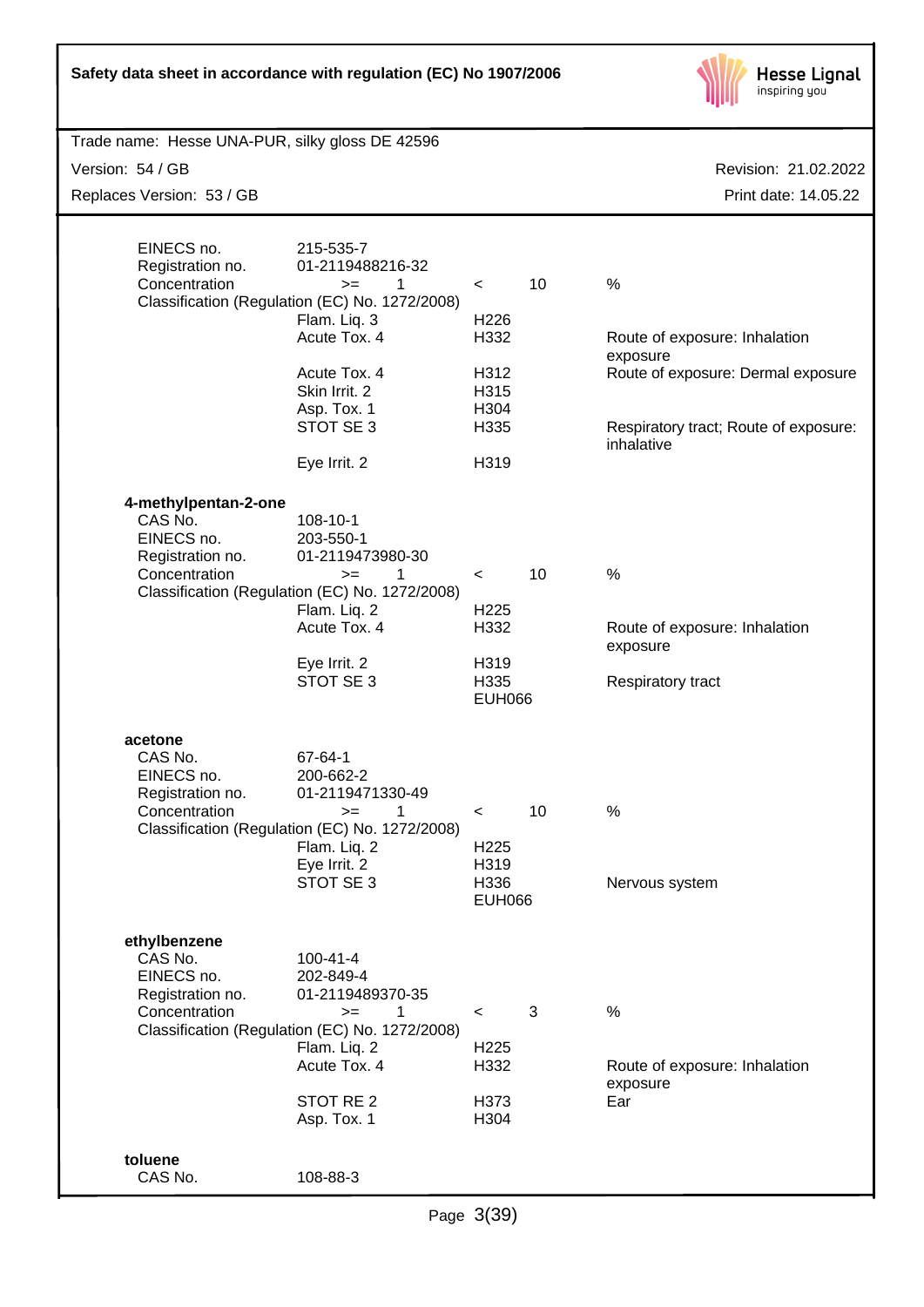| | | | | |
|---|---|---|---|---|
| EINECS no. | 215-535-7 | | | |
| Registration no. | 01-2119488216-32 | | | |
| Concentration | >= 1 | < | 10 | % |

Classification (Regulation (EC) No. 1272/2008)

| | | |
|---|---|---|
| Flam. Liq. 3 | H226 | |
| Acute Tox. 4 | H332 | Route of exposure: Inhalation exposure |
| Acute Tox. 4 | H312 | Route of exposure: Dermal exposure |
| Skin Irrit. 2 | H315 | |
| Asp. Tox. 1 | H304 | |
| STOT SE 3 | H335 | Respiratory tract; Route of exposure: inhalative |
| Eye Irrit. 2 | H319 | |

**4-methylpentan-2-one**

| | | | | |
|---|---|---|---|---|
| CAS No. | 108-10-1 | | | |
| EINECS no. | 203-550-1 | | | |
| Registration no. | 01-2119473980-30 | | | |
| Concentration | >= 1 | < | 10 | % |

Classification (Regulation (EC) No. 1272/2008)

| | | |
|---|---|---|
| Flam. Liq. 2 | H225 | |
| Acute Tox. 4 | H332 | Route of exposure: Inhalation exposure |
| Eye Irrit. 2 | H319 | |
| STOT SE 3 | H335 | Respiratory tract |
| | EUH066 | |

**acetone**

| | | | | |
|---|---|---|---|---|
| CAS No. | 67-64-1 | | | |
| EINECS no. | 200-662-2 | | | |
| Registration no. | 01-2119471330-49 | | | |
| Concentration | >= 1 | < | 10 | % |

Classification (Regulation (EC) No. 1272/2008)

| | | |
|---|---|---|
| Flam. Liq. 2 | H225 | |
| Eye Irrit. 2 | H319 | |
| STOT SE 3 | H336 | Nervous system |
| | EUH066 | |

**ethylbenzene**

| | | | | |
|---|---|---|---|---|
| CAS No. | 100-41-4 | | | |
| EINECS no. | 202-849-4 | | | |
| Registration no. | 01-2119489370-35 | | | |
| Concentration | >= 1 | < | 3 | % |

Classification (Regulation (EC) No. 1272/2008)

| | | |
|---|---|---|
| Flam. Liq. 2 | H225 | |
| Acute Tox. 4 | H332 | Route of exposure: Inhalation exposure |
| STOT RE 2 | H373 | Ear |
| Asp. Tox. 1 | H304 | |

**toluene**

| | |
|---|---|
| CAS No. | 108-88-3 |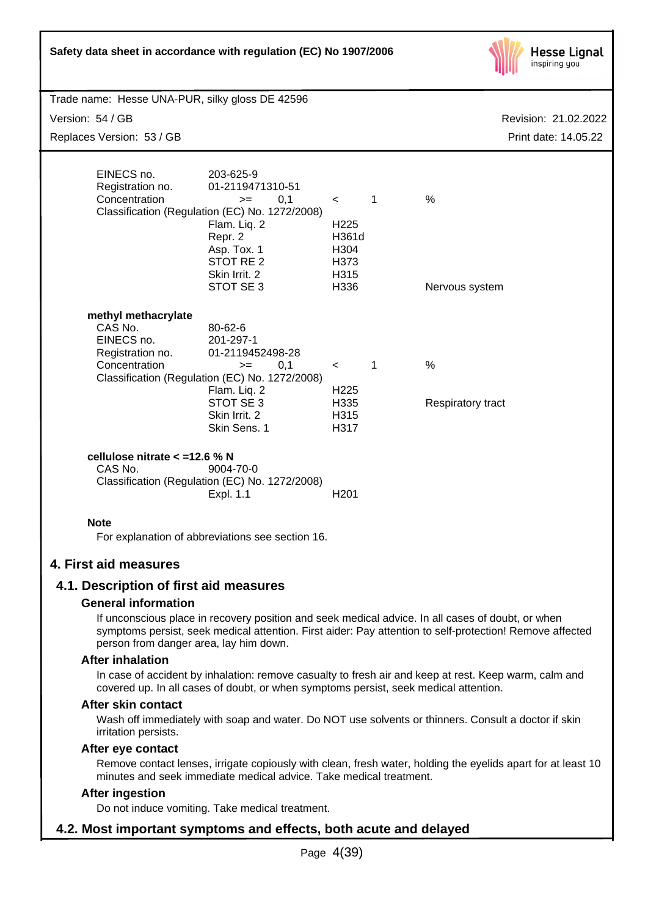| | | | | |
|---|---|---|---|---|
| EINECS no. | 203-625-9 | | | |
| Registration no. | 01-2119471310-51 | | | |
| Concentration | >= 0,1 | < | 1 | % |
| Classification (Regulation (EC) No. 1272/2008) | | | | |
| | Flam. Liq. 2 | H225 | | |
| | Repr. 2 | H361d | | |
| | Asp. Tox. 1 | H304 | | |
| | STOT RE 2 | H373 | | |
| | Skin Irrit. 2 | H315 | | |
| | STOT SE 3 | H336 | | Nervous system |

**methyl methacrylate**

| | | | | |
|---|---|---|---|---|
| CAS No. | 80-62-6 | | | |
| EINECS no. | 201-297-1 | | | |
| Registration no. | 01-2119452498-28 | | | |
| Concentration | >= 0,1 | < | 1 | % |
| Classification (Regulation (EC) No. 1272/2008) | | | | |
| | Flam. Liq. 2 | H225 | | |
| | STOT SE 3 | H335 | | Respiratory tract |
| | Skin Irrit. 2 | H315 | | |
| | Skin Sens. 1 | H317 | | |

**cellulose nitrate < =12.6 % N**

| | | |
|---|---|---|
| CAS No. | 9004-70-0 | |
| Classification (Regulation (EC) No. 1272/2008) | | |
| | Expl. 1.1 | H201 |

**Note**

For explanation of abbreviations see section 16.

# 4. First aid measures

## 4.1. Description of first aid measures

### General information

If unconscious place in recovery position and seek medical advice. In all cases of doubt, or when symptoms persist, seek medical attention. First aider: Pay attention to self-protection! Remove affected person from danger area, lay him down.

### After inhalation

In case of accident by inhalation: remove casualty to fresh air and keep at rest. Keep warm, calm and covered up. In all cases of doubt, or when symptoms persist, seek medical attention.

### After skin contact

Wash off immediately with soap and water. Do NOT use solvents or thinners. Consult a doctor if skin irritation persists.

### After eye contact

Remove contact lenses, irrigate copiously with clean, fresh water, holding the eyelids apart for at least 10 minutes and seek immediate medical advice. Take medical treatment.

### After ingestion

Do not induce vomiting. Take medical treatment.

## 4.2. Most important symptoms and effects, both acute and delayed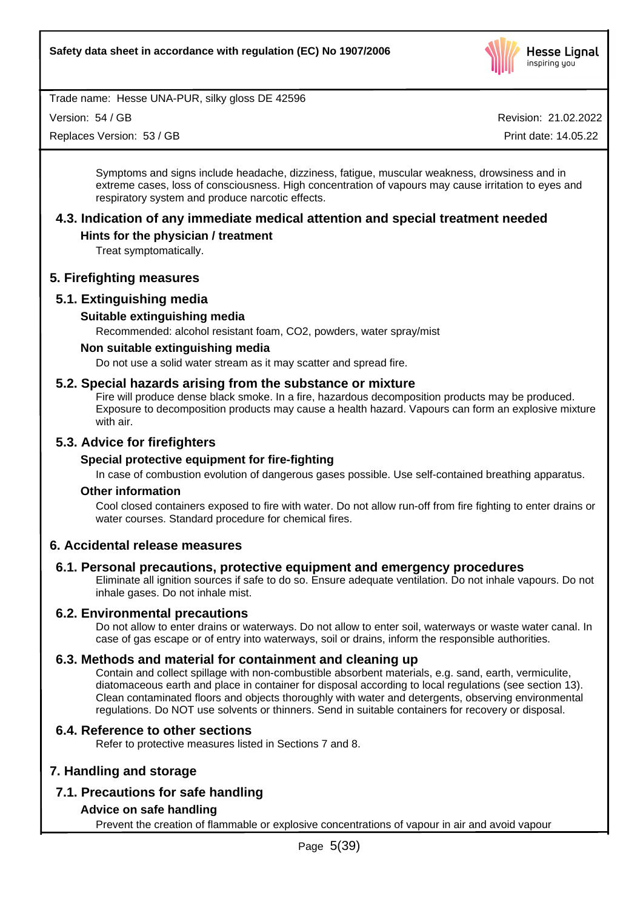Symptoms and signs include headache, dizziness, fatigue, muscular weakness, drowsiness and in extreme cases, loss of consciousness. High concentration of vapours may cause irritation to eyes and respiratory system and produce narcotic effects.

## 4.3. Indication of any immediate medical attention and special treatment needed

### Hints for the physician / treatment

Treat symptomatically.

# 5. Firefighting measures

## 5.1. Extinguishing media

### Suitable extinguishing media

Recommended: alcohol resistant foam, $CO_2$, powders, water spray/mist

### Non suitable extinguishing media

Do not use a solid water stream as it may scatter and spread fire.

## 5.2. Special hazards arising from the substance or mixture

Fire will produce dense black smoke. In a fire, hazardous decomposition products may be produced. Exposure to decomposition products may cause a health hazard. Vapours can form an explosive mixture with air.

## 5.3. Advice for firefighters

### Special protective equipment for fire-fighting

In case of combustion evolution of dangerous gases possible. Use self-contained breathing apparatus.

### Other information

Cool closed containers exposed to fire with water. Do not allow run-off from fire fighting to enter drains or water courses. Standard procedure for chemical fires.

# 6. Accidental release measures

## 6.1. Personal precautions, protective equipment and emergency procedures

Eliminate all ignition sources if safe to do so. Ensure adequate ventilation. Do not inhale vapours. Do not inhale gases. Do not inhale mist.

## 6.2. Environmental precautions

Do not allow to enter drains or waterways. Do not allow to enter soil, waterways or waste water canal. In case of gas escape or of entry into waterways, soil or drains, inform the responsible authorities.

## 6.3. Methods and material for containment and cleaning up

Contain and collect spillage with non-combustible absorbent materials, e.g. sand, earth, vermiculite, diatomaceous earth and place in container for disposal according to local regulations (see section 13). Clean contaminated floors and objects thoroughly with water and detergents, observing environmental regulations. Do NOT use solvents or thinners. Send in suitable containers for recovery or disposal.

## 6.4. Reference to other sections

Refer to protective measures listed in Sections 7 and 8.

# 7. Handling and storage

## 7.1. Precautions for safe handling

### Advice on safe handling

Prevent the creation of flammable or explosive concentrations of vapour in air and avoid vapour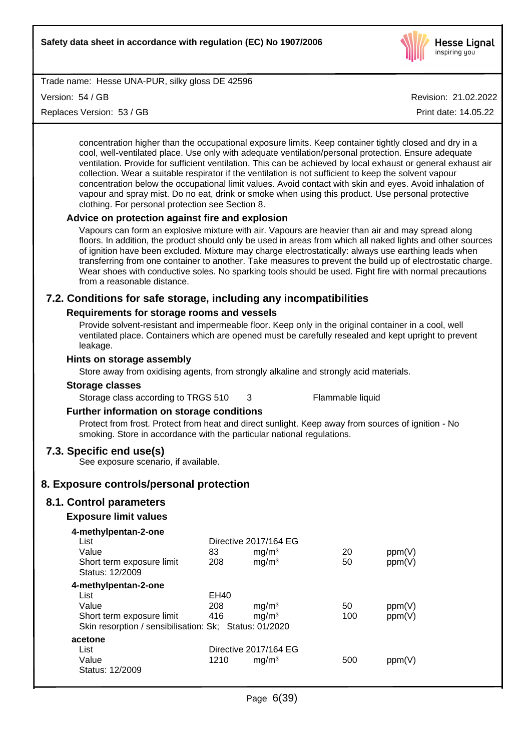concentration higher than the occupational exposure limits. Keep container tightly closed and dry in a cool, well-ventilated place. Use only with adequate ventilation/personal protection. Ensure adequate ventilation. Provide for sufficient ventilation. This can be achieved by local exhaust or general exhaust air collection. Wear a suitable respirator if the ventilation is not sufficient to keep the solvent vapour concentration below the occupational limit values. Avoid contact with skin and eyes. Avoid inhalation of vapour and spray mist. Do no eat, drink or smoke when using this product. Use personal protective clothing. For personal protection see Section 8.

### Advice on protection against fire and explosion

Vapours can form an explosive mixture with air. Vapours are heavier than air and may spread along floors. In addition, the product should only be used in areas from which all naked lights and other sources of ignition have been excluded. Mixture may charge electrostatically: always use earthing leads when transferring from one container to another. Take measures to prevent the build up of electrostatic charge. Wear shoes with conductive soles. No sparking tools should be used. Fight fire with normal precautions from a reasonable distance.

## 7.2. Conditions for safe storage, including any incompatibilities

### Requirements for storage rooms and vessels

Provide solvent-resistant and impermeable floor. Keep only in the original container in a cool, well ventilated place. Containers which are opened must be carefully resealed and kept upright to prevent leakage.

### Hints on storage assembly

Store away from oxidising agents, from strongly alkaline and strongly acid materials.

### Storage classes

Storage class according to TRGS 510    3    Flammable liquid

### Further information on storage conditions

Protect from frost. Protect from heat and direct sunlight. Keep away from sources of ignition - No smoking. Store in accordance with the particular national regulations.

## 7.3. Specific end use(s)

See exposure scenario, if available.

# 8. Exposure controls/personal protection

## 8.1. Control parameters

### Exposure limit values

**4-methylpentan-2-one**

| | | | | |
|---|---|---|---|---|
| List | Directive 2017/164 EG | | | |
| Value | 83 | mg/m³ | 20 | ppm(V) |
| Short term exposure limit | 208 | mg/m³ | 50 | ppm(V) |
| Status: 12/2009 | | | | |

**4-methylpentan-2-one**

| | | | | |
|---|---|---|---|---|
| List | EH40 | | | |
| Value | 208 | mg/m³ | 50 | ppm(V) |
| Short term exposure limit | 416 | mg/m³ | 100 | ppm(V) |
| Skin resorption / sensibilisation: Sk; Status: 01/2020 | | | | |

**acetone**

| | | | | |
|---|---|---|---|---|
| List | Directive 2017/164 EG | | | |
| Value | 1210 | mg/m³ | 500 | ppm(V) |
| Status: 12/2009 | | | | |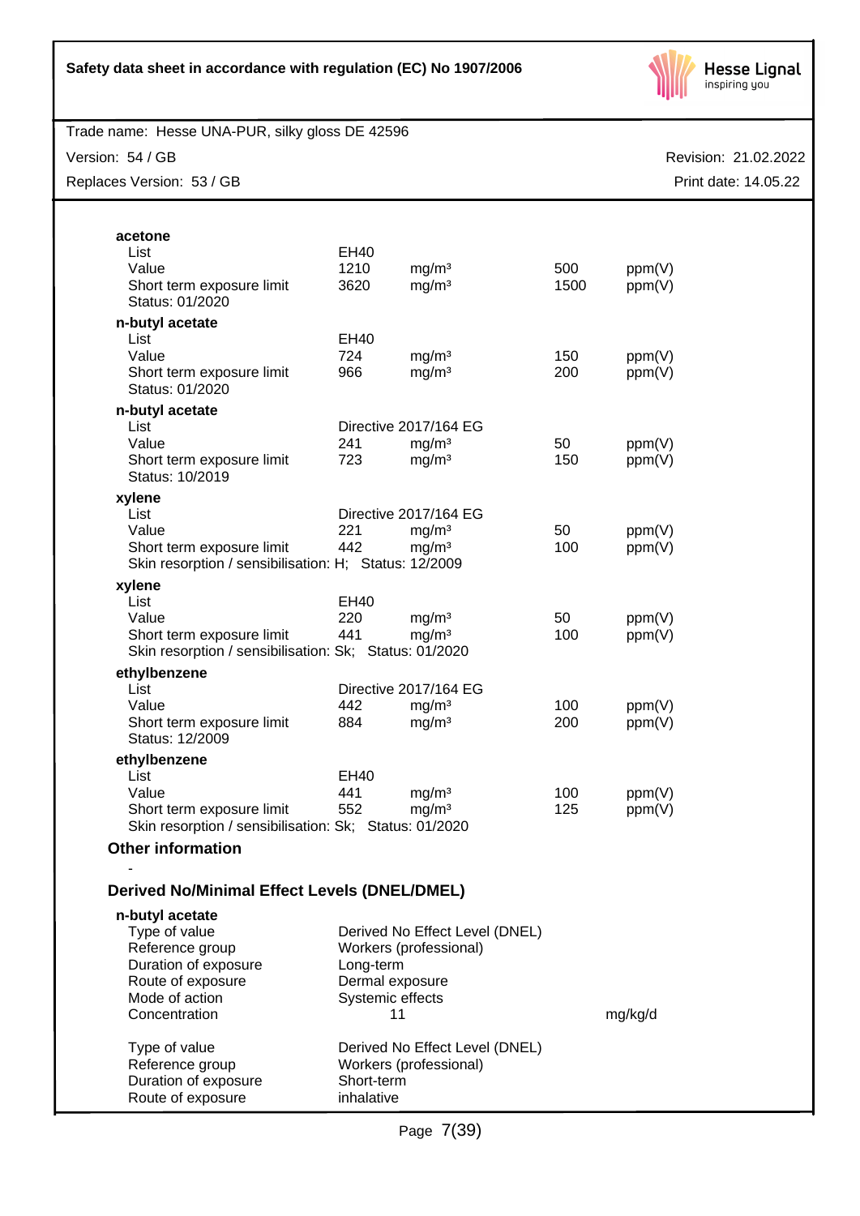**acetone**

| | | | | |
|---|---|---|---|---|
| List | EH40 | | | |
| Value | 1210 | mg/m³ | 500 | ppm(V) |
| Short term exposure limit | 3620 | mg/m³ | 1500 | ppm(V) |
| Status: 01/2020 | | | | |

**n-butyl acetate**

| | | | | |
|---|---|---|---|---|
| List | EH40 | | | |
| Value | 724 | mg/m³ | 150 | ppm(V) |
| Short term exposure limit | 966 | mg/m³ | 200 | ppm(V) |
| Status: 01/2020 | | | | |

**n-butyl acetate**

| | | | | |
|---|---|---|---|---|
| List | Directive 2017/164 EG | | | |
| Value | 241 | mg/m³ | 50 | ppm(V) |
| Short term exposure limit | 723 | mg/m³ | 150 | ppm(V) |
| Status: 10/2019 | | | | |

**xylene**

| | | | | |
|---|---|---|---|---|
| List | Directive 2017/164 EG | | | |
| Value | 221 | mg/m³ | 50 | ppm(V) |
| Short term exposure limit | 442 | mg/m³ | 100 | ppm(V) |

Skin resorption / sensibilisation: H; Status: 12/2009

**xylene**

| | | | | |
|---|---|---|---|---|
| List | EH40 | | | |
| Value | 220 | mg/m³ | 50 | ppm(V) |
| Short term exposure limit | 441 | mg/m³ | 100 | ppm(V) |

Skin resorption / sensibilisation: Sk; Status: 01/2020

**ethylbenzene**

| | | | | |
|---|---|---|---|---|
| List | Directive 2017/164 EG | | | |
| Value | 442 | mg/m³ | 100 | ppm(V) |
| Short term exposure limit | 884 | mg/m³ | 200 | ppm(V) |
| Status: 12/2009 | | | | |

**ethylbenzene**

| | | | | |
|---|---|---|---|---|
| List | EH40 | | | |
| Value | 441 | mg/m³ | 100 | ppm(V) |
| Short term exposure limit | 552 | mg/m³ | 125 | ppm(V) |

Skin resorption / sensibilisation: Sk; Status: 01/2020

### Other information

-

### Derived No/Minimal Effect Levels (DNEL/DMEL)

**n-butyl acetate**

| | | |
|---|---|---|
| Type of value | Derived No Effect Level (DNEL) | |
| Reference group | Workers (professional) | |
| Duration of exposure | Long-term | |
| Route of exposure | Dermal exposure | |
| Mode of action | Systemic effects | |
| Concentration | 11 | mg/kg/d |

| | |
|---|---|
| Type of value | Derived No Effect Level (DNEL) |
| Reference group | Workers (professional) |
| Duration of exposure | Short-term |
| Route of exposure | inhalative |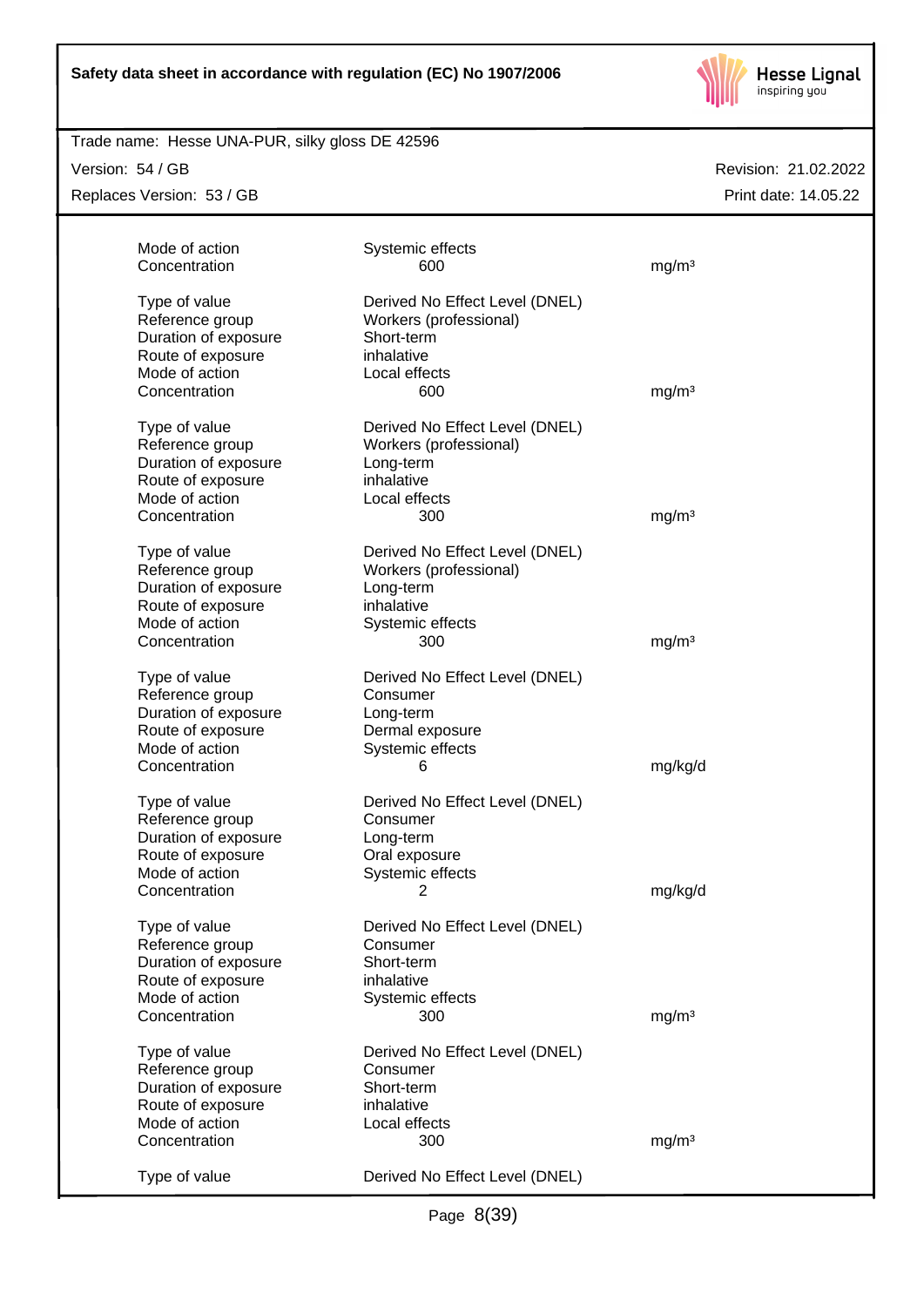| | | |
|---|---|---|
| Mode of action | Systemic effects | |
| Concentration | 600 | mg/m³ |
| | | |
| Type of value | Derived No Effect Level (DNEL) | |
| Reference group | Workers (professional) | |
| Duration of exposure | Short-term | |
| Route of exposure | inhalative | |
| Mode of action | Local effects | |
| Concentration | 600 | mg/m³ |
| | | |
| Type of value | Derived No Effect Level (DNEL) | |
| Reference group | Workers (professional) | |
| Duration of exposure | Long-term | |
| Route of exposure | inhalative | |
| Mode of action | Local effects | |
| Concentration | 300 | mg/m³ |
| | | |
| Type of value | Derived No Effect Level (DNEL) | |
| Reference group | Workers (professional) | |
| Duration of exposure | Long-term | |
| Route of exposure | inhalative | |
| Mode of action | Systemic effects | |
| Concentration | 300 | mg/m³ |
| | | |
| Type of value | Derived No Effect Level (DNEL) | |
| Reference group | Consumer | |
| Duration of exposure | Long-term | |
| Route of exposure | Dermal exposure | |
| Mode of action | Systemic effects | |
| Concentration | 6 | mg/kg/d |
| | | |
| Type of value | Derived No Effect Level (DNEL) | |
| Reference group | Consumer | |
| Duration of exposure | Long-term | |
| Route of exposure | Oral exposure | |
| Mode of action | Systemic effects | |
| Concentration | 2 | mg/kg/d |
| | | |
| Type of value | Derived No Effect Level (DNEL) | |
| Reference group | Consumer | |
| Duration of exposure | Short-term | |
| Route of exposure | inhalative | |
| Mode of action | Systemic effects | |
| Concentration | 300 | mg/m³ |
| | | |
| Type of value | Derived No Effect Level (DNEL) | |
| Reference group | Consumer | |
| Duration of exposure | Short-term | |
| Route of exposure | inhalative | |
| Mode of action | Local effects | |
| Concentration | 300 | mg/m³ |
| | | |
| Type of value | Derived No Effect Level (DNEL) | |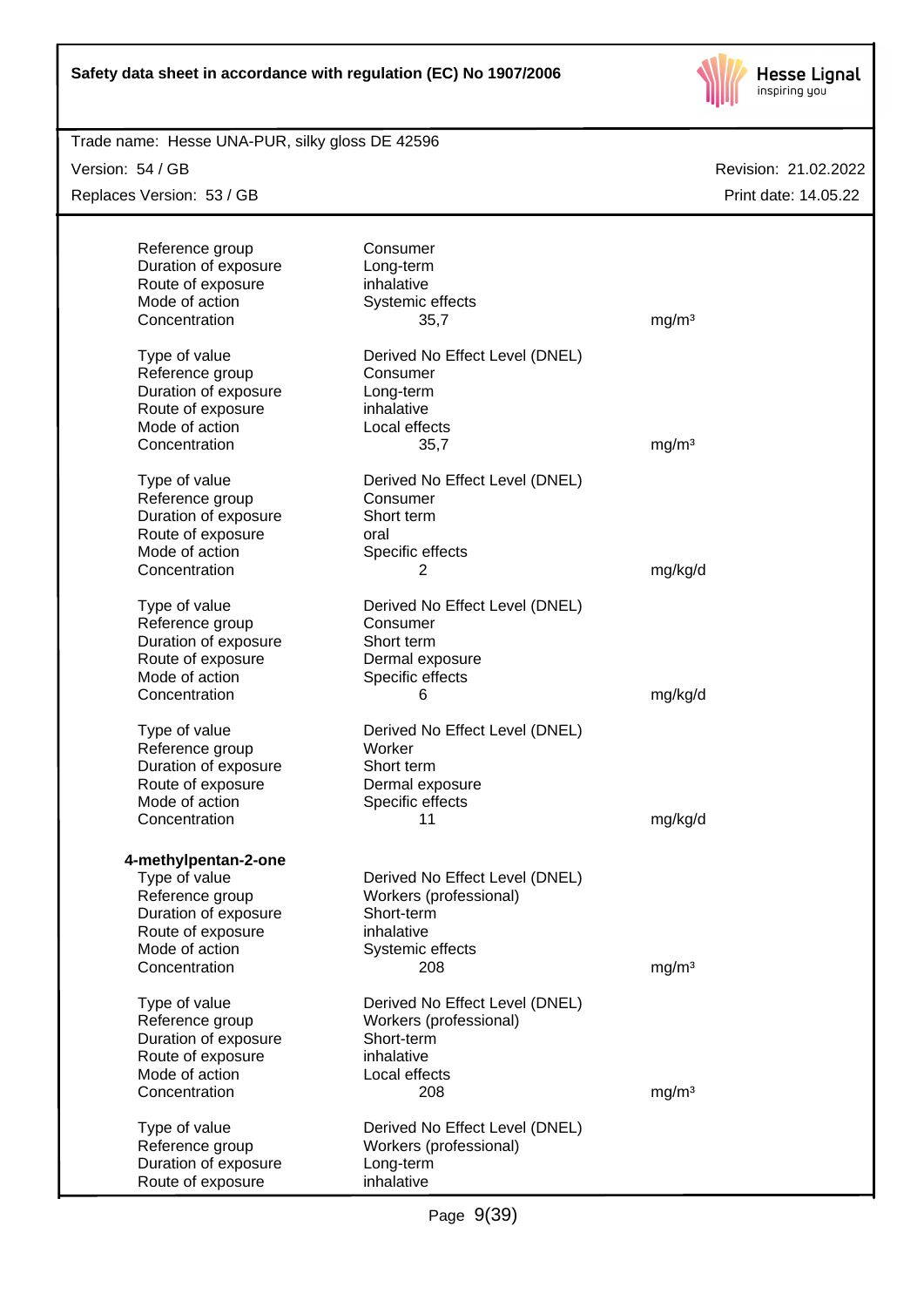| | | |
|---|---|---|
| Reference group | Consumer | |
| Duration of exposure | Long-term | |
| Route of exposure | inhalative | |
| Mode of action | Systemic effects | |
| Concentration | 35,7 | mg/m³ |

| | | |
|---|---|---|
| Type of value | Derived No Effect Level (DNEL) | |
| Reference group | Consumer | |
| Duration of exposure | Long-term | |
| Route of exposure | inhalative | |
| Mode of action | Local effects | |
| Concentration | 35,7 | mg/m³ |

| | | |
|---|---|---|
| Type of value | Derived No Effect Level (DNEL) | |
| Reference group | Consumer | |
| Duration of exposure | Short term | |
| Route of exposure | oral | |
| Mode of action | Specific effects | |
| Concentration | 2 | mg/kg/d |

| | | |
|---|---|---|
| Type of value | Derived No Effect Level (DNEL) | |
| Reference group | Consumer | |
| Duration of exposure | Short term | |
| Route of exposure | Dermal exposure | |
| Mode of action | Specific effects | |
| Concentration | 6 | mg/kg/d |

| | | |
|---|---|---|
| Type of value | Derived No Effect Level (DNEL) | |
| Reference group | Worker | |
| Duration of exposure | Short term | |
| Route of exposure | Dermal exposure | |
| Mode of action | Specific effects | |
| Concentration | 11 | mg/kg/d |

**4-methylpentan-2-one**

| | | |
|---|---|---|
| Type of value | Derived No Effect Level (DNEL) | |
| Reference group | Workers (professional) | |
| Duration of exposure | Short-term | |
| Route of exposure | inhalative | |
| Mode of action | Systemic effects | |
| Concentration | 208 | mg/m³ |

| | | |
|---|---|---|
| Type of value | Derived No Effect Level (DNEL) | |
| Reference group | Workers (professional) | |
| Duration of exposure | Short-term | |
| Route of exposure | inhalative | |
| Mode of action | Local effects | |
| Concentration | 208 | mg/m³ |

| | | |
|---|---|---|
| Type of value | Derived No Effect Level (DNEL) | |
| Reference group | Workers (professional) | |
| Duration of exposure | Long-term | |
| Route of exposure | inhalative | |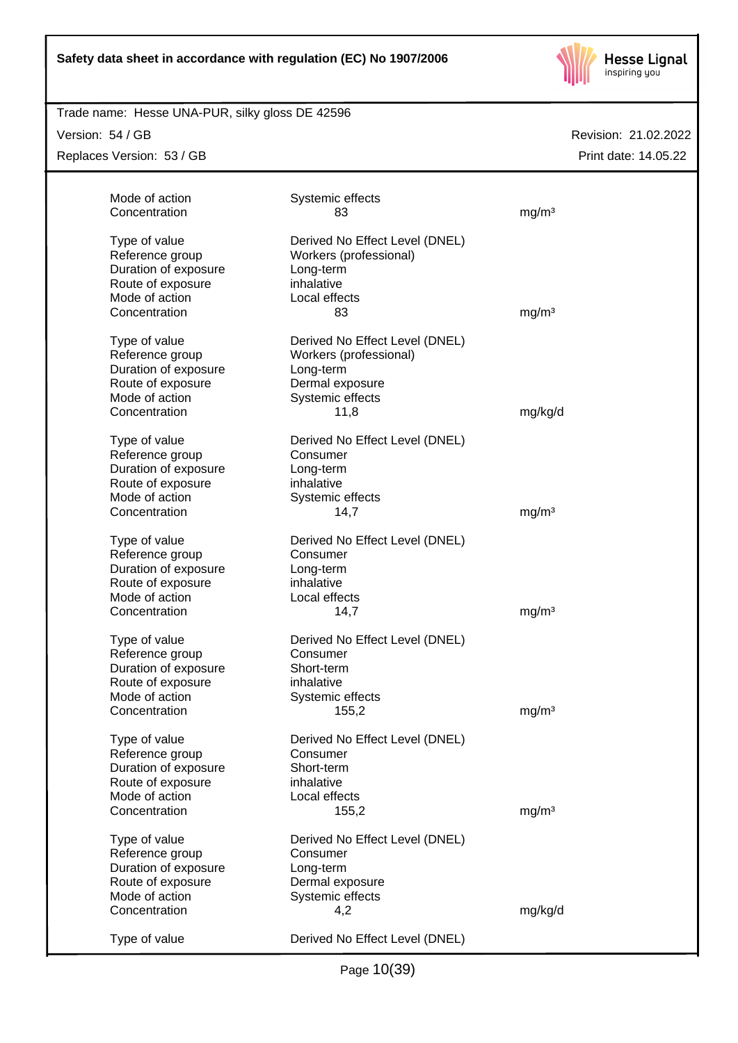| | | |
|---|---|---|
| Mode of action | Systemic effects | |
| Concentration | 83 | mg/m³ |
| | | |
| Type of value | Derived No Effect Level (DNEL) | |
| Reference group | Workers (professional) | |
| Duration of exposure | Long-term | |
| Route of exposure | inhalative | |
| Mode of action | Local effects | |
| Concentration | 83 | mg/m³ |
| | | |
| Type of value | Derived No Effect Level (DNEL) | |
| Reference group | Workers (professional) | |
| Duration of exposure | Long-term | |
| Route of exposure | Dermal exposure | |
| Mode of action | Systemic effects | |
| Concentration | 11,8 | mg/kg/d |
| | | |
| Type of value | Derived No Effect Level (DNEL) | |
| Reference group | Consumer | |
| Duration of exposure | Long-term | |
| Route of exposure | inhalative | |
| Mode of action | Systemic effects | |
| Concentration | 14,7 | mg/m³ |
| | | |
| Type of value | Derived No Effect Level (DNEL) | |
| Reference group | Consumer | |
| Duration of exposure | Long-term | |
| Route of exposure | inhalative | |
| Mode of action | Local effects | |
| Concentration | 14,7 | mg/m³ |
| | | |
| Type of value | Derived No Effect Level (DNEL) | |
| Reference group | Consumer | |
| Duration of exposure | Short-term | |
| Route of exposure | inhalative | |
| Mode of action | Systemic effects | |
| Concentration | 155,2 | mg/m³ |
| | | |
| Type of value | Derived No Effect Level (DNEL) | |
| Reference group | Consumer | |
| Duration of exposure | Short-term | |
| Route of exposure | inhalative | |
| Mode of action | Local effects | |
| Concentration | 155,2 | mg/m³ |
| | | |
| Type of value | Derived No Effect Level (DNEL) | |
| Reference group | Consumer | |
| Duration of exposure | Long-term | |
| Route of exposure | Dermal exposure | |
| Mode of action | Systemic effects | |
| Concentration | 4,2 | mg/kg/d |
| | | |
| Type of value | Derived No Effect Level (DNEL) | |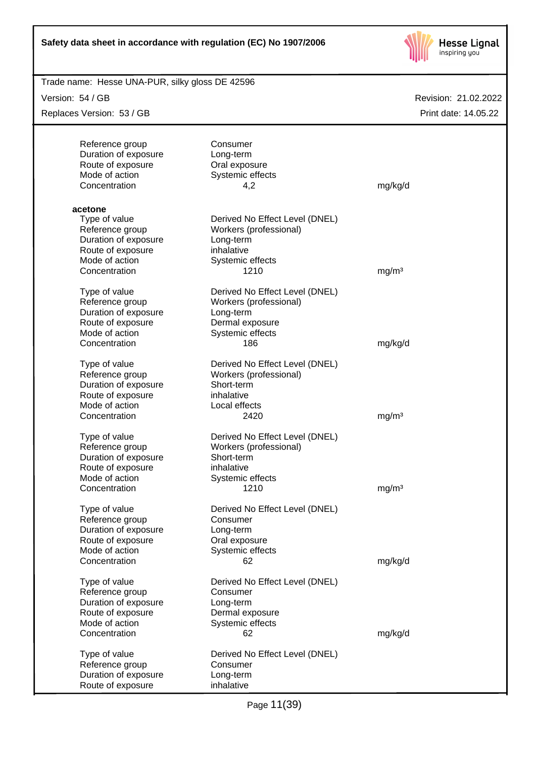| | | |
|---|---|---|
| Reference group | Consumer | |
| Duration of exposure | Long-term | |
| Route of exposure | Oral exposure | |
| Mode of action | Systemic effects | |
| Concentration | 4,2 | mg/kg/d |

**acetone**

| | | |
|---|---|---|
| Type of value | Derived No Effect Level (DNEL) | |
| Reference group | Workers (professional) | |
| Duration of exposure | Long-term | |
| Route of exposure | inhalative | |
| Mode of action | Systemic effects | |
| Concentration | 1210 | mg/m³ |

| | | |
|---|---|---|
| Type of value | Derived No Effect Level (DNEL) | |
| Reference group | Workers (professional) | |
| Duration of exposure | Long-term | |
| Route of exposure | Dermal exposure | |
| Mode of action | Systemic effects | |
| Concentration | 186 | mg/kg/d |

| | | |
|---|---|---|
| Type of value | Derived No Effect Level (DNEL) | |
| Reference group | Workers (professional) | |
| Duration of exposure | Short-term | |
| Route of exposure | inhalative | |
| Mode of action | Local effects | |
| Concentration | 2420 | mg/m³ |

| | | |
|---|---|---|
| Type of value | Derived No Effect Level (DNEL) | |
| Reference group | Workers (professional) | |
| Duration of exposure | Short-term | |
| Route of exposure | inhalative | |
| Mode of action | Systemic effects | |
| Concentration | 1210 | mg/m³ |

| | | |
|---|---|---|
| Type of value | Derived No Effect Level (DNEL) | |
| Reference group | Consumer | |
| Duration of exposure | Long-term | |
| Route of exposure | Oral exposure | |
| Mode of action | Systemic effects | |
| Concentration | 62 | mg/kg/d |

| | | |
|---|---|---|
| Type of value | Derived No Effect Level (DNEL) | |
| Reference group | Consumer | |
| Duration of exposure | Long-term | |
| Route of exposure | Dermal exposure | |
| Mode of action | Systemic effects | |
| Concentration | 62 | mg/kg/d |

| | |
|---|---|
| Type of value | Derived No Effect Level (DNEL) |
| Reference group | Consumer |
| Duration of exposure | Long-term |
| Route of exposure | inhalative |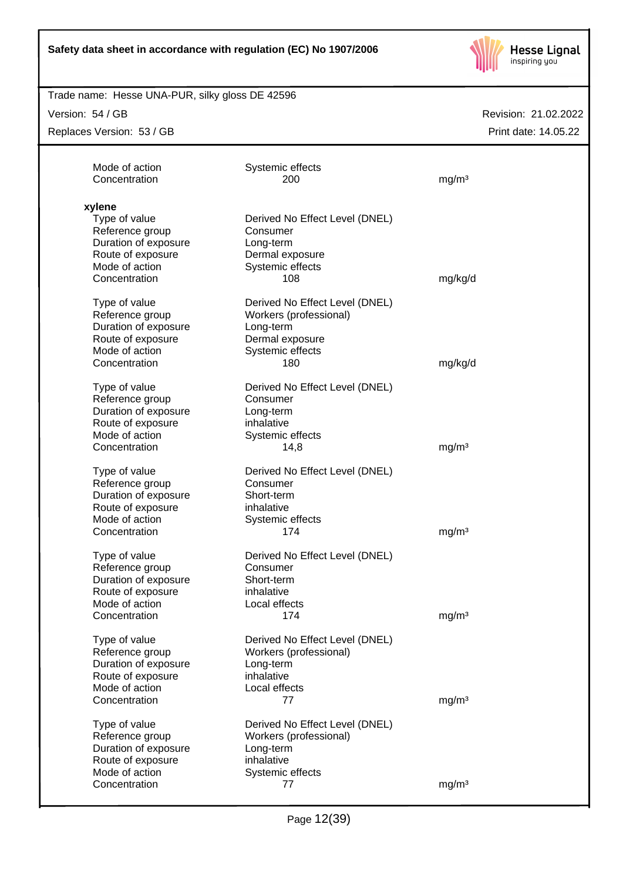| | | |
|---|---|---|
| Mode of action | Systemic effects | |
| Concentration | 200 | mg/m³ |

**xylene**

| | | |
|---|---|---|
| Type of value | Derived No Effect Level (DNEL) | |
| Reference group | Consumer | |
| Duration of exposure | Long-term | |
| Route of exposure | Dermal exposure | |
| Mode of action | Systemic effects | |
| Concentration | 108 | mg/kg/d |

| | | |
|---|---|---|
| Type of value | Derived No Effect Level (DNEL) | |
| Reference group | Workers (professional) | |
| Duration of exposure | Long-term | |
| Route of exposure | Dermal exposure | |
| Mode of action | Systemic effects | |
| Concentration | 180 | mg/kg/d |

| | | |
|---|---|---|
| Type of value | Derived No Effect Level (DNEL) | |
| Reference group | Consumer | |
| Duration of exposure | Long-term | |
| Route of exposure | inhalative | |
| Mode of action | Systemic effects | |
| Concentration | 14,8 | mg/m³ |

| | | |
|---|---|---|
| Type of value | Derived No Effect Level (DNEL) | |
| Reference group | Consumer | |
| Duration of exposure | Short-term | |
| Route of exposure | inhalative | |
| Mode of action | Systemic effects | |
| Concentration | 174 | mg/m³ |

| | | |
|---|---|---|
| Type of value | Derived No Effect Level (DNEL) | |
| Reference group | Consumer | |
| Duration of exposure | Short-term | |
| Route of exposure | inhalative | |
| Mode of action | Local effects | |
| Concentration | 174 | mg/m³ |

| | | |
|---|---|---|
| Type of value | Derived No Effect Level (DNEL) | |
| Reference group | Workers (professional) | |
| Duration of exposure | Long-term | |
| Route of exposure | inhalative | |
| Mode of action | Local effects | |
| Concentration | 77 | mg/m³ |

| | | |
|---|---|---|
| Type of value | Derived No Effect Level (DNEL) | |
| Reference group | Workers (professional) | |
| Duration of exposure | Long-term | |
| Route of exposure | inhalative | |
| Mode of action | Systemic effects | |
| Concentration | 77 | mg/m³ |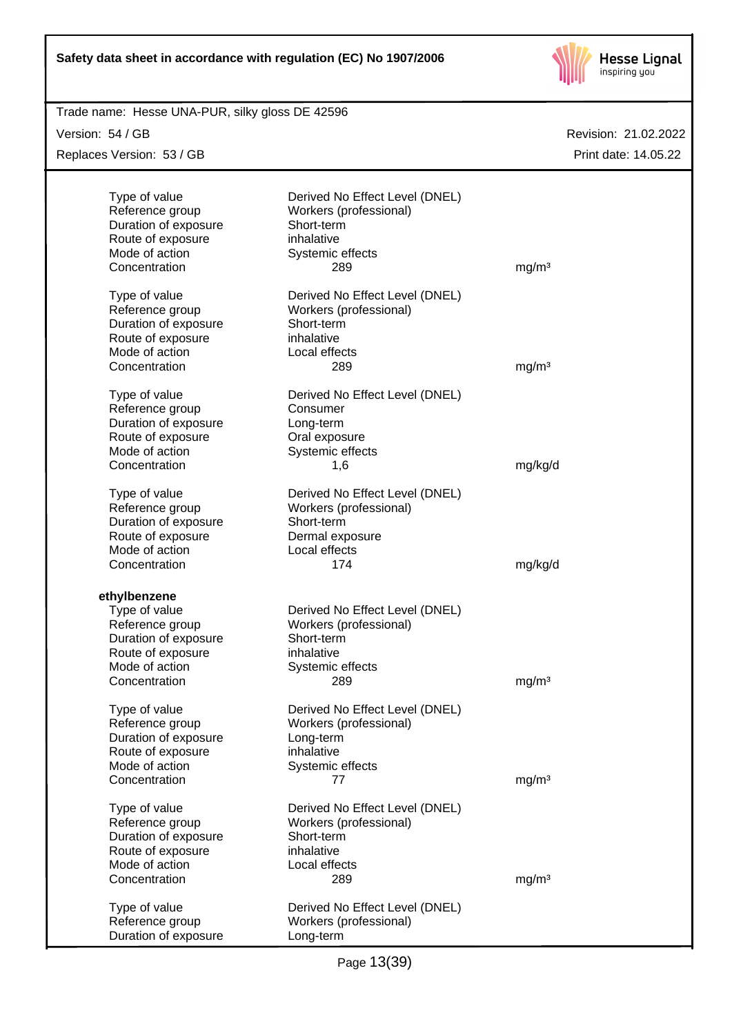| | | |
|---|---|---|
| Type of value | Derived No Effect Level (DNEL) | |
| Reference group | Workers (professional) | |
| Duration of exposure | Short-term | |
| Route of exposure | inhalative | |
| Mode of action | Systemic effects | |
| Concentration | 289 | mg/m³ |

| | | |
|---|---|---|
| Type of value | Derived No Effect Level (DNEL) | |
| Reference group | Workers (professional) | |
| Duration of exposure | Short-term | |
| Route of exposure | inhalative | |
| Mode of action | Local effects | |
| Concentration | 289 | mg/m³ |

| | | |
|---|---|---|
| Type of value | Derived No Effect Level (DNEL) | |
| Reference group | Consumer | |
| Duration of exposure | Long-term | |
| Route of exposure | Oral exposure | |
| Mode of action | Systemic effects | |
| Concentration | 1,6 | mg/kg/d |

| | | |
|---|---|---|
| Type of value | Derived No Effect Level (DNEL) | |
| Reference group | Workers (professional) | |
| Duration of exposure | Short-term | |
| Route of exposure | Dermal exposure | |
| Mode of action | Local effects | |
| Concentration | 174 | mg/kg/d |

**ethylbenzene**

| | | |
|---|---|---|
| Type of value | Derived No Effect Level (DNEL) | |
| Reference group | Workers (professional) | |
| Duration of exposure | Short-term | |
| Route of exposure | inhalative | |
| Mode of action | Systemic effects | |
| Concentration | 289 | mg/m³ |

| | | |
|---|---|---|
| Type of value | Derived No Effect Level (DNEL) | |
| Reference group | Workers (professional) | |
| Duration of exposure | Long-term | |
| Route of exposure | inhalative | |
| Mode of action | Systemic effects | |
| Concentration | 77 | mg/m³ |

| | | |
|---|---|---|
| Type of value | Derived No Effect Level (DNEL) | |
| Reference group | Workers (professional) | |
| Duration of exposure | Short-term | |
| Route of exposure | inhalative | |
| Mode of action | Local effects | |
| Concentration | 289 | mg/m³ |

| | |
|---|---|
| Type of value | Derived No Effect Level (DNEL) |
| Reference group | Workers (professional) |
| Duration of exposure | Long-term |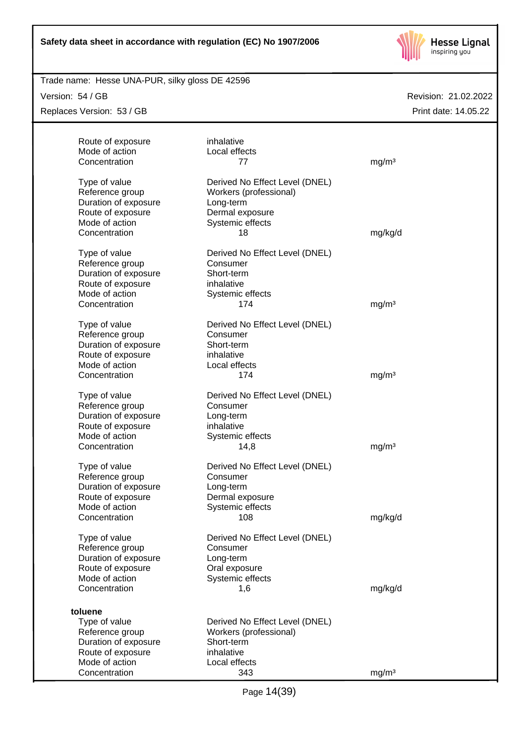| | | |
|---|---|---|
| Route of exposure | inhalative | |
| Mode of action | Local effects | |
| Concentration | 77 | mg/m³ |
| | | |
| Type of value | Derived No Effect Level (DNEL) | |
| Reference group | Workers (professional) | |
| Duration of exposure | Long-term | |
| Route of exposure | Dermal exposure | |
| Mode of action | Systemic effects | |
| Concentration | 18 | mg/kg/d |
| | | |
| Type of value | Derived No Effect Level (DNEL) | |
| Reference group | Consumer | |
| Duration of exposure | Short-term | |
| Route of exposure | inhalative | |
| Mode of action | Systemic effects | |
| Concentration | 174 | mg/m³ |
| | | |
| Type of value | Derived No Effect Level (DNEL) | |
| Reference group | Consumer | |
| Duration of exposure | Short-term | |
| Route of exposure | inhalative | |
| Mode of action | Local effects | |
| Concentration | 174 | mg/m³ |
| | | |
| Type of value | Derived No Effect Level (DNEL) | |
| Reference group | Consumer | |
| Duration of exposure | Long-term | |
| Route of exposure | inhalative | |
| Mode of action | Systemic effects | |
| Concentration | 14,8 | mg/m³ |
| | | |
| Type of value | Derived No Effect Level (DNEL) | |
| Reference group | Consumer | |
| Duration of exposure | Long-term | |
| Route of exposure | Dermal exposure | |
| Mode of action | Systemic effects | |
| Concentration | 108 | mg/kg/d |
| | | |
| Type of value | Derived No Effect Level (DNEL) | |
| Reference group | Consumer | |
| Duration of exposure | Long-term | |
| Route of exposure | Oral exposure | |
| Mode of action | Systemic effects | |
| Concentration | 1,6 | mg/kg/d |

**toluene**

| | | |
|---|---|---|
| Type of value | Derived No Effect Level (DNEL) | |
| Reference group | Workers (professional) | |
| Duration of exposure | Short-term | |
| Route of exposure | inhalative | |
| Mode of action | Local effects | |
| Concentration | 343 | mg/m³ |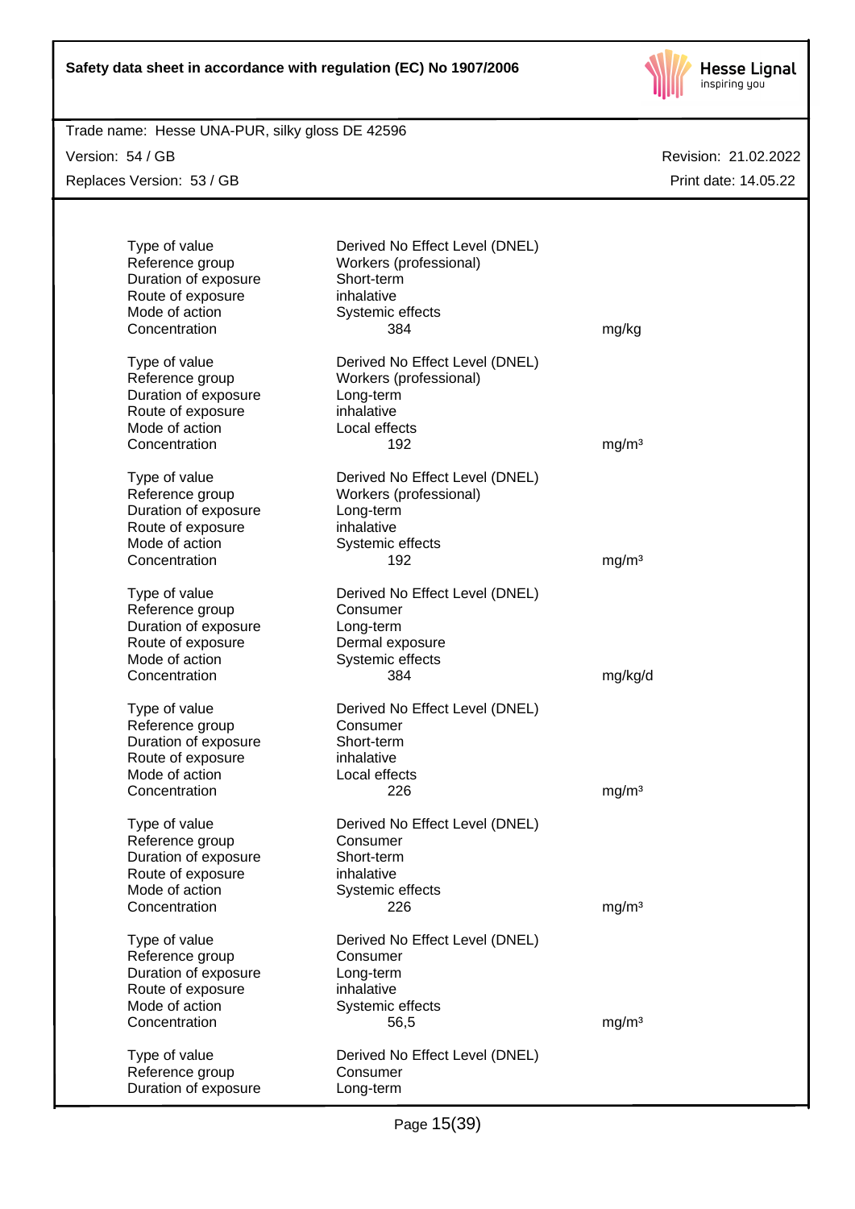| | | |
|---|---|---|
| Type of value | Derived No Effect Level (DNEL) | |
| Reference group | Workers (professional) | |
| Duration of exposure | Short-term | |
| Route of exposure | inhalative | |
| Mode of action | Systemic effects | |
| Concentration | 384 | mg/kg |

| | | |
|---|---|---|
| Type of value | Derived No Effect Level (DNEL) | |
| Reference group | Workers (professional) | |
| Duration of exposure | Long-term | |
| Route of exposure | inhalative | |
| Mode of action | Local effects | |
| Concentration | 192 | mg/m³ |

| | | |
|---|---|---|
| Type of value | Derived No Effect Level (DNEL) | |
| Reference group | Workers (professional) | |
| Duration of exposure | Long-term | |
| Route of exposure | inhalative | |
| Mode of action | Systemic effects | |
| Concentration | 192 | mg/m³ |

| | | |
|---|---|---|
| Type of value | Derived No Effect Level (DNEL) | |
| Reference group | Consumer | |
| Duration of exposure | Long-term | |
| Route of exposure | Dermal exposure | |
| Mode of action | Systemic effects | |
| Concentration | 384 | mg/kg/d |

| | | |
|---|---|---|
| Type of value | Derived No Effect Level (DNEL) | |
| Reference group | Consumer | |
| Duration of exposure | Short-term | |
| Route of exposure | inhalative | |
| Mode of action | Local effects | |
| Concentration | 226 | mg/m³ |

| | | |
|---|---|---|
| Type of value | Derived No Effect Level (DNEL) | |
| Reference group | Consumer | |
| Duration of exposure | Short-term | |
| Route of exposure | inhalative | |
| Mode of action | Systemic effects | |
| Concentration | 226 | mg/m³ |

| | | |
|---|---|---|
| Type of value | Derived No Effect Level (DNEL) | |
| Reference group | Consumer | |
| Duration of exposure | Long-term | |
| Route of exposure | inhalative | |
| Mode of action | Systemic effects | |
| Concentration | 56,5 | mg/m³ |

| | | |
|---|---|---|
| Type of value | Derived No Effect Level (DNEL) | |
| Reference group | Consumer | |
| Duration of exposure | Long-term | |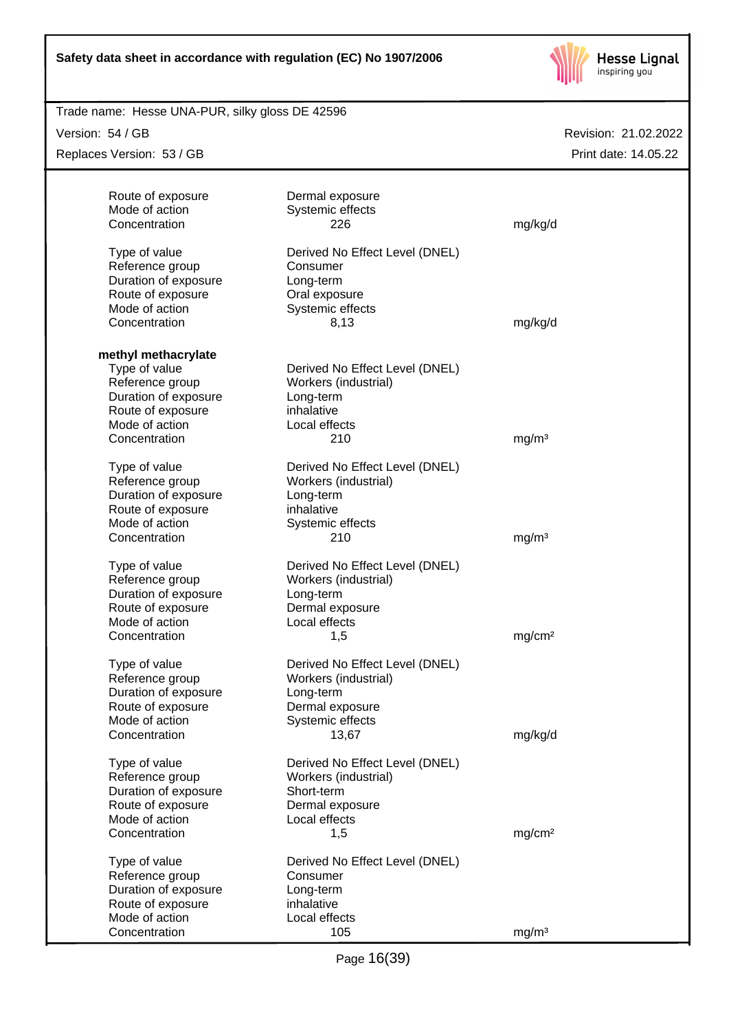| | | |
|---|---|---|
| Route of exposure | Dermal exposure | |
| Mode of action | Systemic effects | |
| Concentration | 226 | mg/kg/d |
| | | |
| Type of value | Derived No Effect Level (DNEL) | |
| Reference group | Consumer | |
| Duration of exposure | Long-term | |
| Route of exposure | Oral exposure | |
| Mode of action | Systemic effects | |
| Concentration | 8,13 | mg/kg/d |

**methyl methacrylate**

| | | |
|---|---|---|
| Type of value | Derived No Effect Level (DNEL) | |
| Reference group | Workers (industrial) | |
| Duration of exposure | Long-term | |
| Route of exposure | inhalative | |
| Mode of action | Local effects | |
| Concentration | 210 | mg/m³ |
| | | |
| Type of value | Derived No Effect Level (DNEL) | |
| Reference group | Workers (industrial) | |
| Duration of exposure | Long-term | |
| Route of exposure | inhalative | |
| Mode of action | Systemic effects | |
| Concentration | 210 | mg/m³ |
| | | |
| Type of value | Derived No Effect Level (DNEL) | |
| Reference group | Workers (industrial) | |
| Duration of exposure | Long-term | |
| Route of exposure | Dermal exposure | |
| Mode of action | Local effects | |
| Concentration | 1,5 | mg/cm² |
| | | |
| Type of value | Derived No Effect Level (DNEL) | |
| Reference group | Workers (industrial) | |
| Duration of exposure | Long-term | |
| Route of exposure | Dermal exposure | |
| Mode of action | Systemic effects | |
| Concentration | 13,67 | mg/kg/d |
| | | |
| Type of value | Derived No Effect Level (DNEL) | |
| Reference group | Workers (industrial) | |
| Duration of exposure | Short-term | |
| Route of exposure | Dermal exposure | |
| Mode of action | Local effects | |
| Concentration | 1,5 | mg/cm² |
| | | |
| Type of value | Derived No Effect Level (DNEL) | |
| Reference group | Consumer | |
| Duration of exposure | Long-term | |
| Route of exposure | inhalative | |
| Mode of action | Local effects | |
| Concentration | 105 | mg/m³ |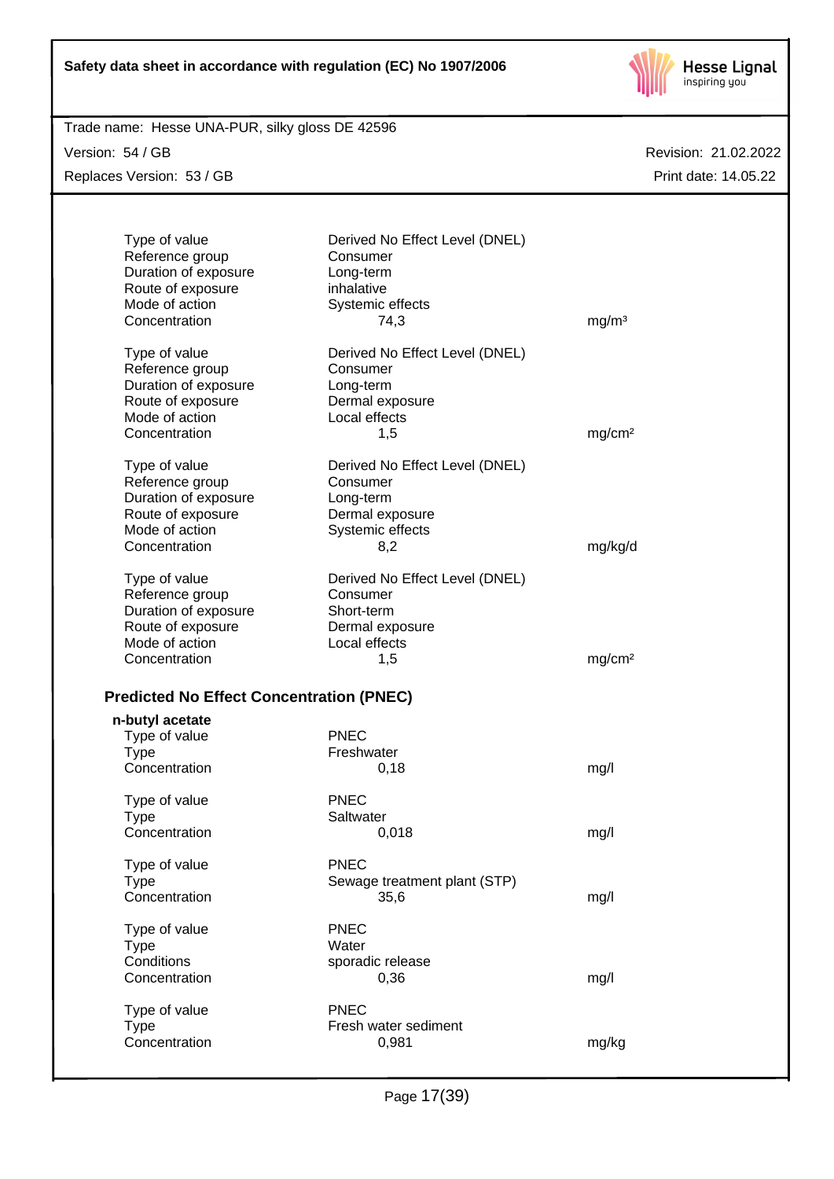| | | |
|---|---|---|
| Type of value | Derived No Effect Level (DNEL) | |
| Reference group | Consumer | |
| Duration of exposure | Long-term | |
| Route of exposure | inhalative | |
| Mode of action | Systemic effects | |
| Concentration | 74,3 | mg/m³ |

| | | |
|---|---|---|
| Type of value | Derived No Effect Level (DNEL) | |
| Reference group | Consumer | |
| Duration of exposure | Long-term | |
| Route of exposure | Dermal exposure | |
| Mode of action | Local effects | |
| Concentration | 1,5 | mg/cm² |

| | | |
|---|---|---|
| Type of value | Derived No Effect Level (DNEL) | |
| Reference group | Consumer | |
| Duration of exposure | Long-term | |
| Route of exposure | Dermal exposure | |
| Mode of action | Systemic effects | |
| Concentration | 8,2 | mg/kg/d |

| | | |
|---|---|---|
| Type of value | Derived No Effect Level (DNEL) | |
| Reference group | Consumer | |
| Duration of exposure | Short-term | |
| Route of exposure | Dermal exposure | |
| Mode of action | Local effects | |
| Concentration | 1,5 | mg/cm² |

**Predicted No Effect Concentration (PNEC)**

**n-butyl acetate**

| | | |
|---|---|---|
| Type of value | PNEC | |
| Type | Freshwater | |
| Concentration | 0,18 | mg/l |

| | | |
|---|---|---|
| Type of value | PNEC | |
| Type | Saltwater | |
| Concentration | 0,018 | mg/l |

| | | |
|---|---|---|
| Type of value | PNEC | |
| Type | Sewage treatment plant (STP) | |
| Concentration | 35,6 | mg/l |

| | | |
|---|---|---|
| Type of value | PNEC | |
| Type | Water | |
| Conditions | sporadic release | |
| Concentration | 0,36 | mg/l |

| | | |
|---|---|---|
| Type of value | PNEC | |
| Type | Fresh water sediment | |
| Concentration | 0,981 | mg/kg |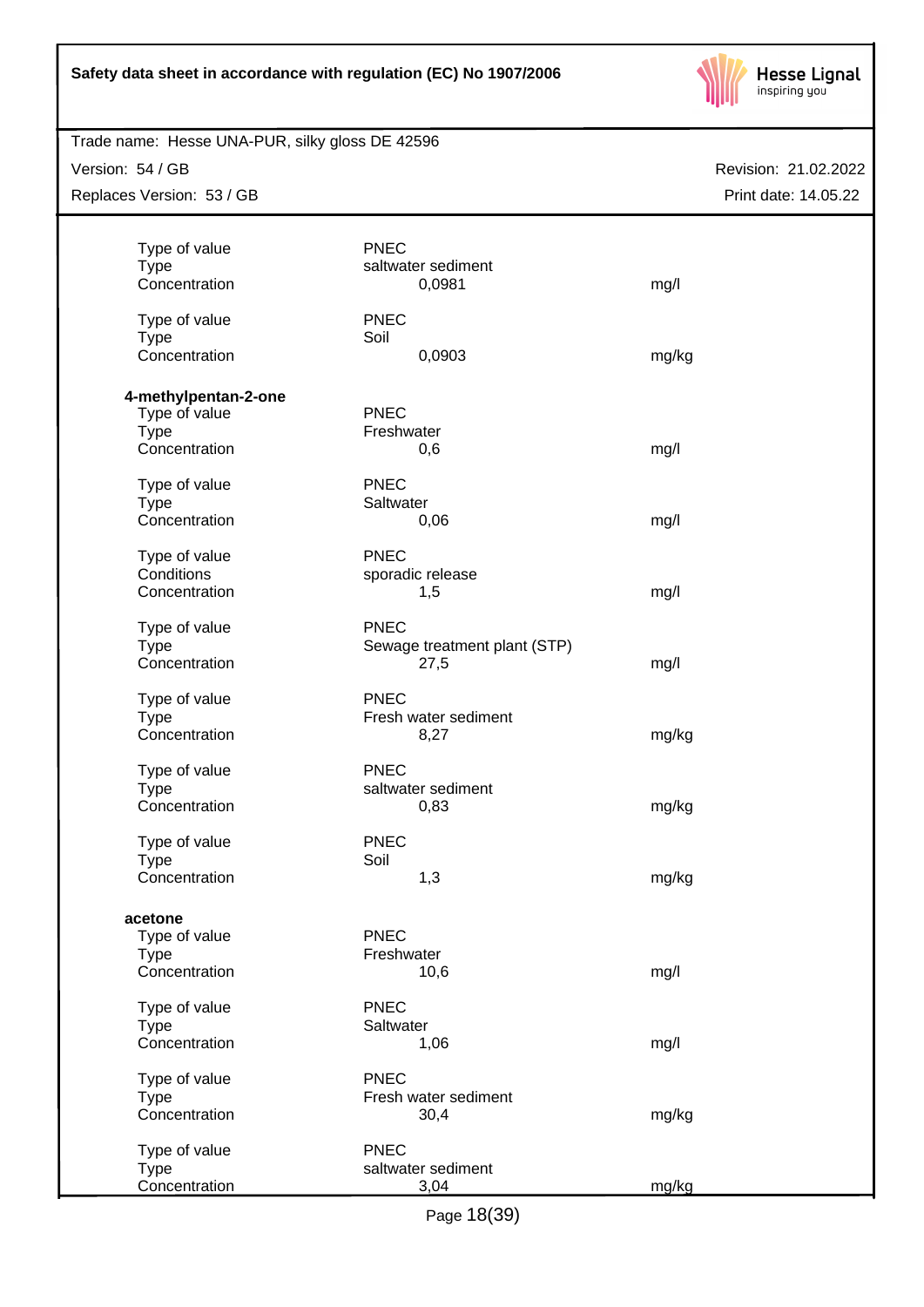| | | |
|---|---|---|
| Type of value | PNEC | |
| Type | saltwater sediment | |
| Concentration | 0,0981 | mg/l |
| | | |
| Type of value | PNEC | |
| Type | Soil | |
| Concentration | 0,0903 | mg/kg |

**4-methylpentan-2-one**

| | | |
|---|---|---|
| Type of value | PNEC | |
| Type | Freshwater | |
| Concentration | 0,6 | mg/l |
| | | |
| Type of value | PNEC | |
| Type | Saltwater | |
| Concentration | 0,06 | mg/l |
| | | |
| Type of value | PNEC | |
| Conditions | sporadic release | |
| Concentration | 1,5 | mg/l |
| | | |
| Type of value | PNEC | |
| Type | Sewage treatment plant (STP) | |
| Concentration | 27,5 | mg/l |
| | | |
| Type of value | PNEC | |
| Type | Fresh water sediment | |
| Concentration | 8,27 | mg/kg |
| | | |
| Type of value | PNEC | |
| Type | saltwater sediment | |
| Concentration | 0,83 | mg/kg |
| | | |
| Type of value | PNEC | |
| Type | Soil | |
| Concentration | 1,3 | mg/kg |

**acetone**

| | | |
|---|---|---|
| Type of value | PNEC | |
| Type | Freshwater | |
| Concentration | 10,6 | mg/l |
| | | |
| Type of value | PNEC | |
| Type | Saltwater | |
| Concentration | 1,06 | mg/l |
| | | |
| Type of value | PNEC | |
| Type | Fresh water sediment | |
| Concentration | 30,4 | mg/kg |
| | | |
| Type of value | PNEC | |
| Type | saltwater sediment | |
| Concentration | 3,04 | mg/kg |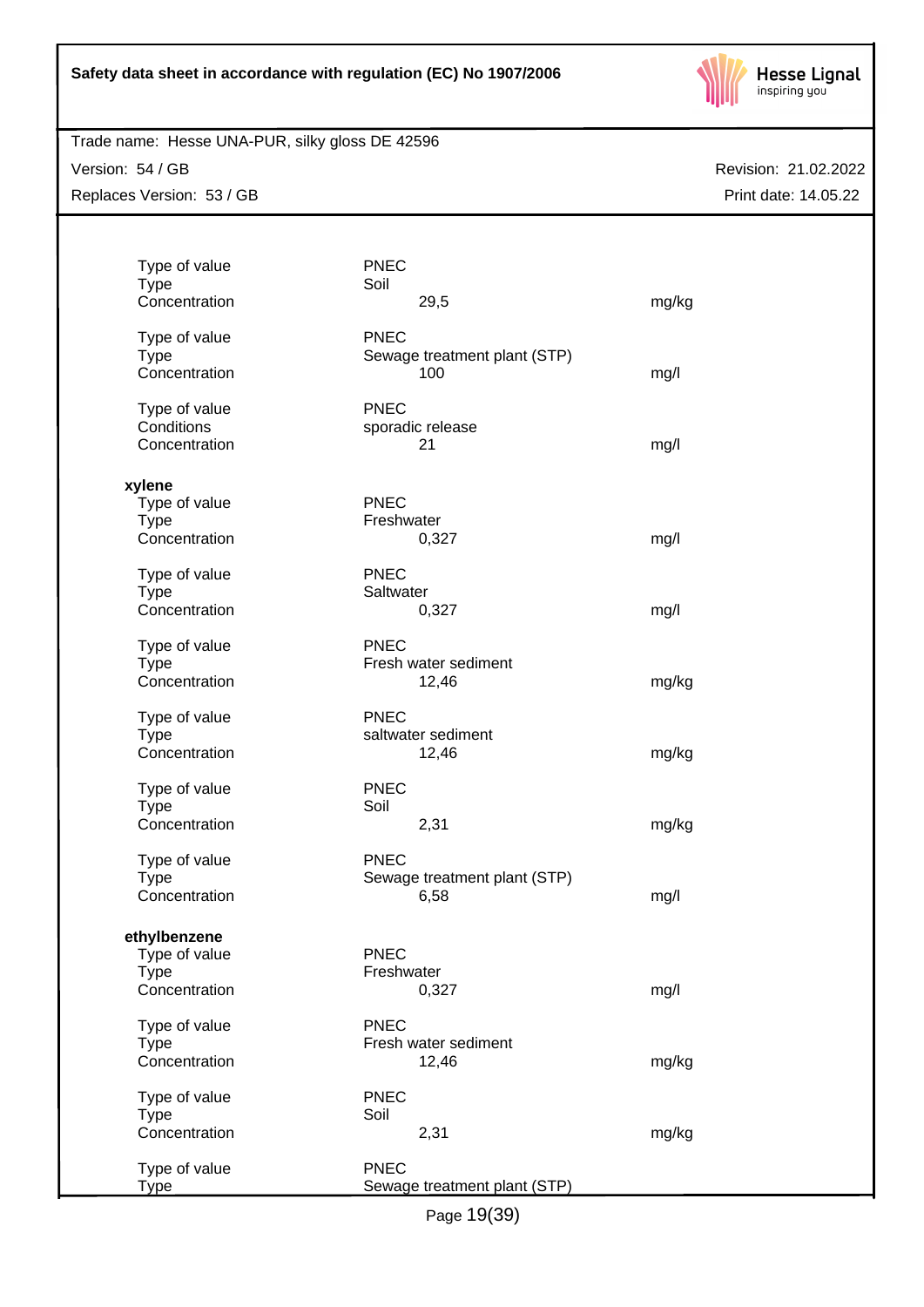| | | |
|---|---|---|
| Type of value | PNEC | |
| Type | Soil | |
| Concentration | 29,5 | mg/kg |
| | | |
| Type of value | PNEC | |
| Type | Sewage treatment plant (STP) | |
| Concentration | 100 | mg/l |
| | | |
| Type of value | PNEC | |
| Conditions | sporadic release | |
| Concentration | 21 | mg/l |

**xylene**

| | | |
|---|---|---|
| Type of value | PNEC | |
| Type | Freshwater | |
| Concentration | 0,327 | mg/l |
| | | |
| Type of value | PNEC | |
| Type | Saltwater | |
| Concentration | 0,327 | mg/l |
| | | |
| Type of value | PNEC | |
| Type | Fresh water sediment | |
| Concentration | 12,46 | mg/kg |
| | | |
| Type of value | PNEC | |
| Type | saltwater sediment | |
| Concentration | 12,46 | mg/kg |
| | | |
| Type of value | PNEC | |
| Type | Soil | |
| Concentration | 2,31 | mg/kg |
| | | |
| Type of value | PNEC | |
| Type | Sewage treatment plant (STP) | |
| Concentration | 6,58 | mg/l |

**ethylbenzene**

| | | |
|---|---|---|
| Type of value | PNEC | |
| Type | Freshwater | |
| Concentration | 0,327 | mg/l |
| | | |
| Type of value | PNEC | |
| Type | Fresh water sediment | |
| Concentration | 12,46 | mg/kg |
| | | |
| Type of value | PNEC | |
| Type | Soil | |
| Concentration | 2,31 | mg/kg |
| | | |
| Type of value | PNEC | |
| Type | Sewage treatment plant (STP) | |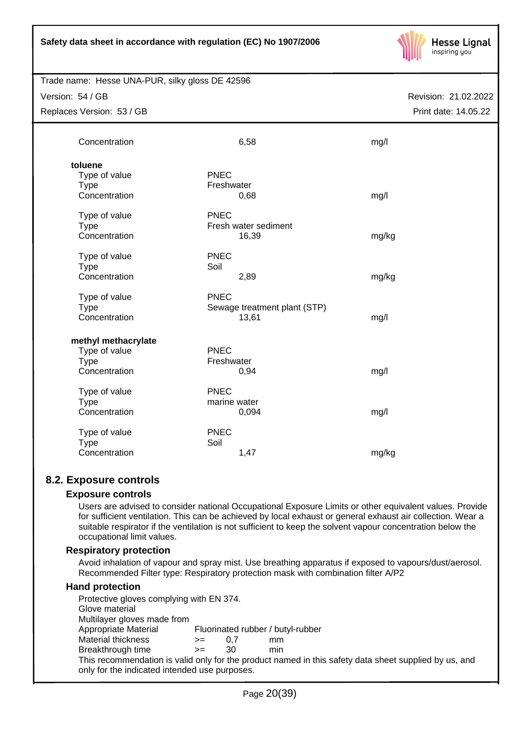| | | |
|---|---|---|
| Concentration | 6,58 | mg/l |
| **toluene** | | |
| Type of value | PNEC | |
| Type | Freshwater | |
| Concentration | 0,68 | mg/l |
| Type of value | PNEC | |
| Type | Fresh water sediment | |
| Concentration | 16,39 | mg/kg |
| Type of value | PNEC | |
| Type | Soil | |
| Concentration | 2,89 | mg/kg |
| Type of value | PNEC | |
| Type | Sewage treatment plant (STP) | |
| Concentration | 13,61 | mg/l |
| **methyl methacrylate** | | |
| Type of value | PNEC | |
| Type | Freshwater | |
| Concentration | 0,94 | mg/l |
| Type of value | PNEC | |
| Type | marine water | |
| Concentration | 0,094 | mg/l |
| Type of value | PNEC | |
| Type | Soil | |
| Concentration | 1,47 | mg/kg |

## 8.2. Exposure controls

### Exposure controls

Users are advised to consider national Occupational Exposure Limits or other equivalent values. Provide for sufficient ventilation. This can be achieved by local exhaust or general exhaust air collection. Wear a suitable respirator if the ventilation is not sufficient to keep the solvent vapour concentration below the occupational limit values.

### Respiratory protection

Avoid inhalation of vapour and spray mist. Use breathing apparatus if exposed to vapours/dust/aerosol. Recommended Filter type: Respiratory protection mask with combination filter A/P2

### Hand protection

Protective gloves complying with EN 374.
Glove material
Multilayer gloves made from

| | | | |
|---|---|---|---|
| Appropriate Material | Fluorinated rubber / butyl-rubber | | |
| Material thickness | >= | 0,7 | mm |
| Breakthrough time | >= | 30 | min |

This recommendation is valid only for the product named in this safety data sheet supplied by us, and only for the indicated intended use purposes.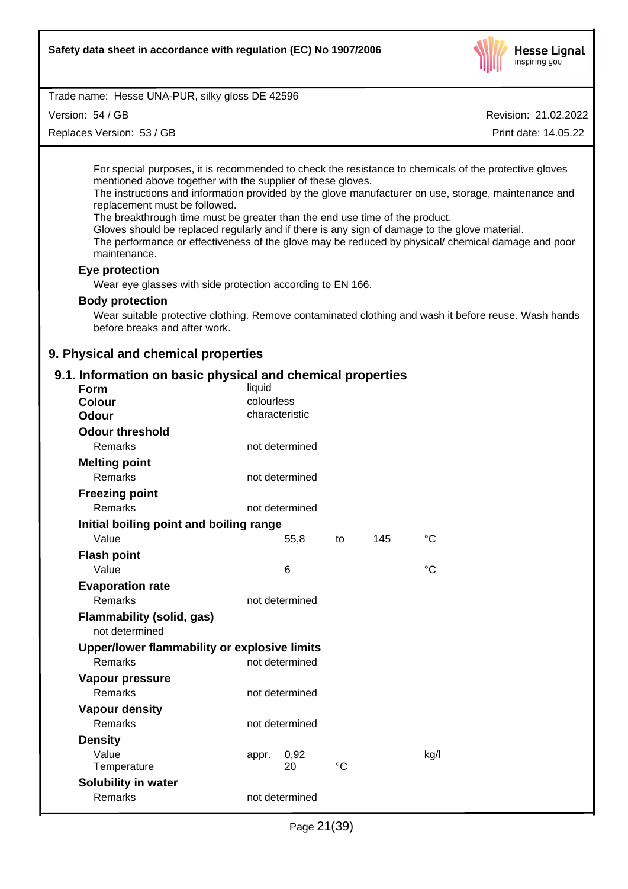For special purposes, it is recommended to check the resistance to chemicals of the protective gloves mentioned above together with the supplier of these gloves.
The instructions and information provided by the glove manufacturer on use, storage, maintenance and replacement must be followed.
The breakthrough time must be greater than the end use time of the product.
Gloves should be replaced regularly and if there is any sign of damage to the glove material.
The performance or effectiveness of the glove may be reduced by physical/ chemical damage and poor maintenance.

### Eye protection

Wear eye glasses with side protection according to EN 166.

### Body protection

Wear suitable protective clothing. Remove contaminated clothing and wash it before reuse. Wash hands before breaks and after work.

## 9. Physical and chemical properties

### 9.1. Information on basic physical and chemical properties

**Form** liquid
**Colour** colourless
**Odour** characteristic

**Odour threshold**
Remarks: not determined

**Melting point**
Remarks: not determined

**Freezing point**
Remarks: not determined

**Initial boiling point and boiling range**
Value: 55,8 to 145 °C

**Flash point**
Value: 6 °C

**Evaporation rate**
Remarks: not determined

**Flammability (solid, gas)**
not determined

**Upper/lower flammability or explosive limits**
Remarks: not determined

**Vapour pressure**
Remarks: not determined

**Vapour density**
Remarks: not determined

**Density**
Value: appr. 0,92 kg/l
Temperature: 20 °C

**Solubility in water**
Remarks: not determined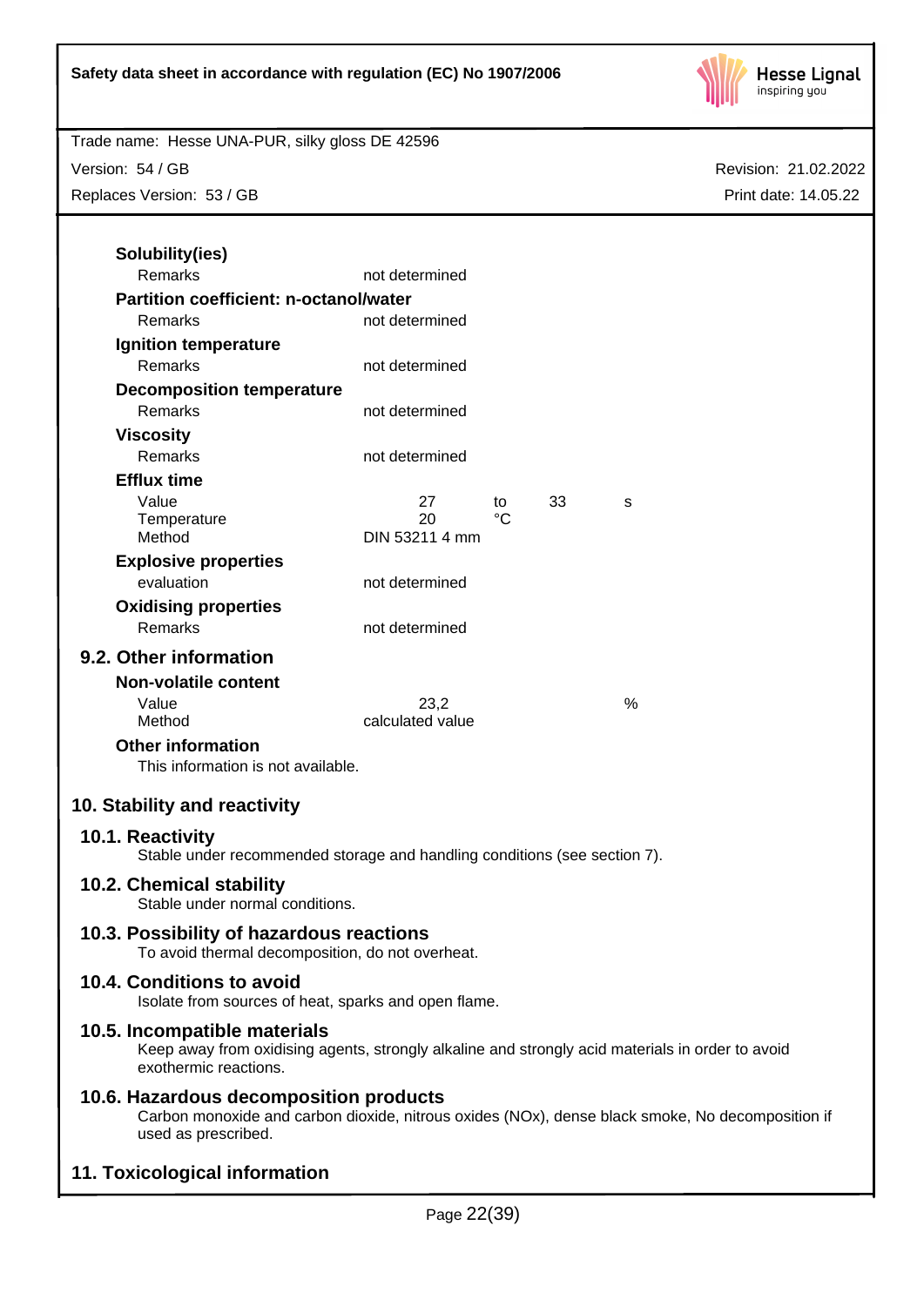**Solubility(ies)**

| | | | | |
|---|---|---|---|---|
| Remarks | not determined | | | |

**Partition coefficient: n-octanol/water**

| | | | | |
|---|---|---|---|---|
| Remarks | not determined | | | |

**Ignition temperature**

| | | | | |
|---|---|---|---|---|
| Remarks | not determined | | | |

**Decomposition temperature**

| | | | | |
|---|---|---|---|---|
| Remarks | not determined | | | |

**Viscosity**

| | | | | |
|---|---|---|---|---|
| Remarks | not determined | | | |

**Efflux time**

| | | | | |
|---|---|---|---|---|
| Value | 27 | to | 33 | s |
| Temperature | 20 | °C | | |
| Method | DIN 53211 4 mm | | | |

**Explosive properties**

| | | | | |
|---|---|---|---|---|
| evaluation | not determined | | | |

**Oxidising properties**

| | | | | |
|---|---|---|---|---|
| Remarks | not determined | | | |

### 9.2. Other information

**Non-volatile content**

| | | |
|---|---|---|
| Value | 23,2 | % |
| Method | calculated value | |

**Other information**

This information is not available.

## 10. Stability and reactivity

### 10.1. Reactivity

Stable under recommended storage and handling conditions (see section 7).

### 10.2. Chemical stability

Stable under normal conditions.

### 10.3. Possibility of hazardous reactions

To avoid thermal decomposition, do not overheat.

### 10.4. Conditions to avoid

Isolate from sources of heat, sparks and open flame.

### 10.5. Incompatible materials

Keep away from oxidising agents, strongly alkaline and strongly acid materials in order to avoid exothermic reactions.

### 10.6. Hazardous decomposition products

Carbon monoxide and carbon dioxide, nitrous oxides (NOx), dense black smoke, No decomposition if used as prescribed.

## 11. Toxicological information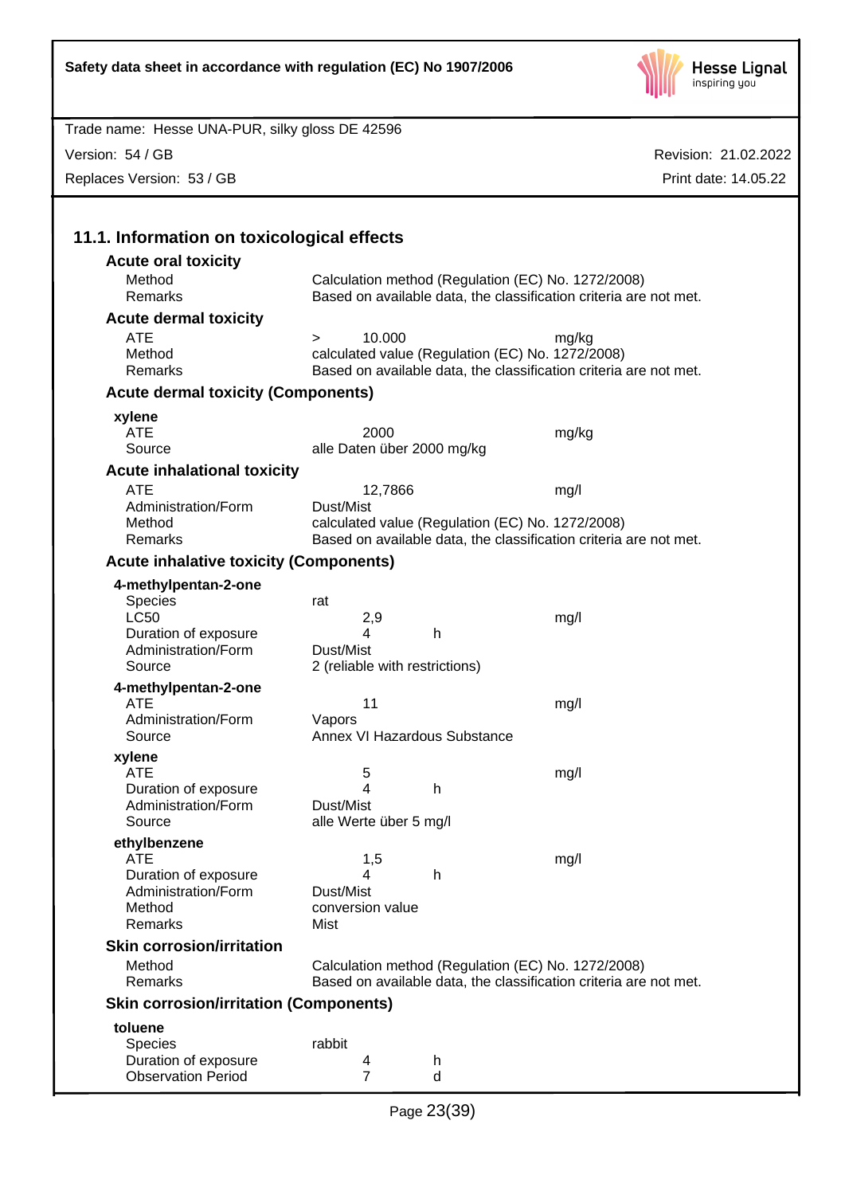## 11.1. Information on toxicological effects

### Acute oral toxicity

| | | | |
|---|---|---|---|
| Method | Calculation method (Regulation (EC) No. 1272/2008) | | |
| Remarks | Based on available data, the classification criteria are not met. | | |

### Acute dermal toxicity

| | | | |
|---|---|---|---|
| ATE | > | 10.000 | mg/kg |
| Method | calculated value (Regulation (EC) No. 1272/2008) | | |
| Remarks | Based on available data, the classification criteria are not met. | | |

### Acute dermal toxicity (Components)

**xylene**

| | | |
|---|---|---|
| ATE | 2000 | mg/kg |
| Source | alle Daten über 2000 mg/kg | |

### Acute inhalational toxicity

| | | |
|---|---|---|
| ATE | 12,7866 | mg/l |
| Administration/Form | Dust/Mist | |
| Method | calculated value (Regulation (EC) No. 1272/2008) | |
| Remarks | Based on available data, the classification criteria are not met. | |

### Acute inhalative toxicity (Components)

**4-methylpentan-2-one**

| | | | |
|---|---|---|---|
| Species | rat | | |
| LC50 | 2,9 | | mg/l |
| Duration of exposure | 4 | h | |
| Administration/Form | Dust/Mist | | |
| Source | 2 (reliable with restrictions) | | |

**4-methylpentan-2-one**

| | | |
|---|---|---|
| ATE | 11 | mg/l |
| Administration/Form | Vapors | |
| Source | Annex VI Hazardous Substance | |

**xylene**

| | | | |
|---|---|---|---|
| ATE | 5 | | mg/l |
| Duration of exposure | 4 | h | |
| Administration/Form | Dust/Mist | | |
| Source | alle Werte über 5 mg/l | | |

**ethylbenzene**

| | | | |
|---|---|---|---|
| ATE | 1,5 | | mg/l |
| Duration of exposure | 4 | h | |
| Administration/Form | Dust/Mist | | |
| Method | conversion value | | |
| Remarks | Mist | | |

### Skin corrosion/irritation

| | |
|---|---|
| Method | Calculation method (Regulation (EC) No. 1272/2008) |
| Remarks | Based on available data, the classification criteria are not met. |

### Skin corrosion/irritation (Components)

**toluene**

| | | |
|---|---|---|
| Species | rabbit | |
| Duration of exposure | 4 | h |
| Observation Period | 7 | d |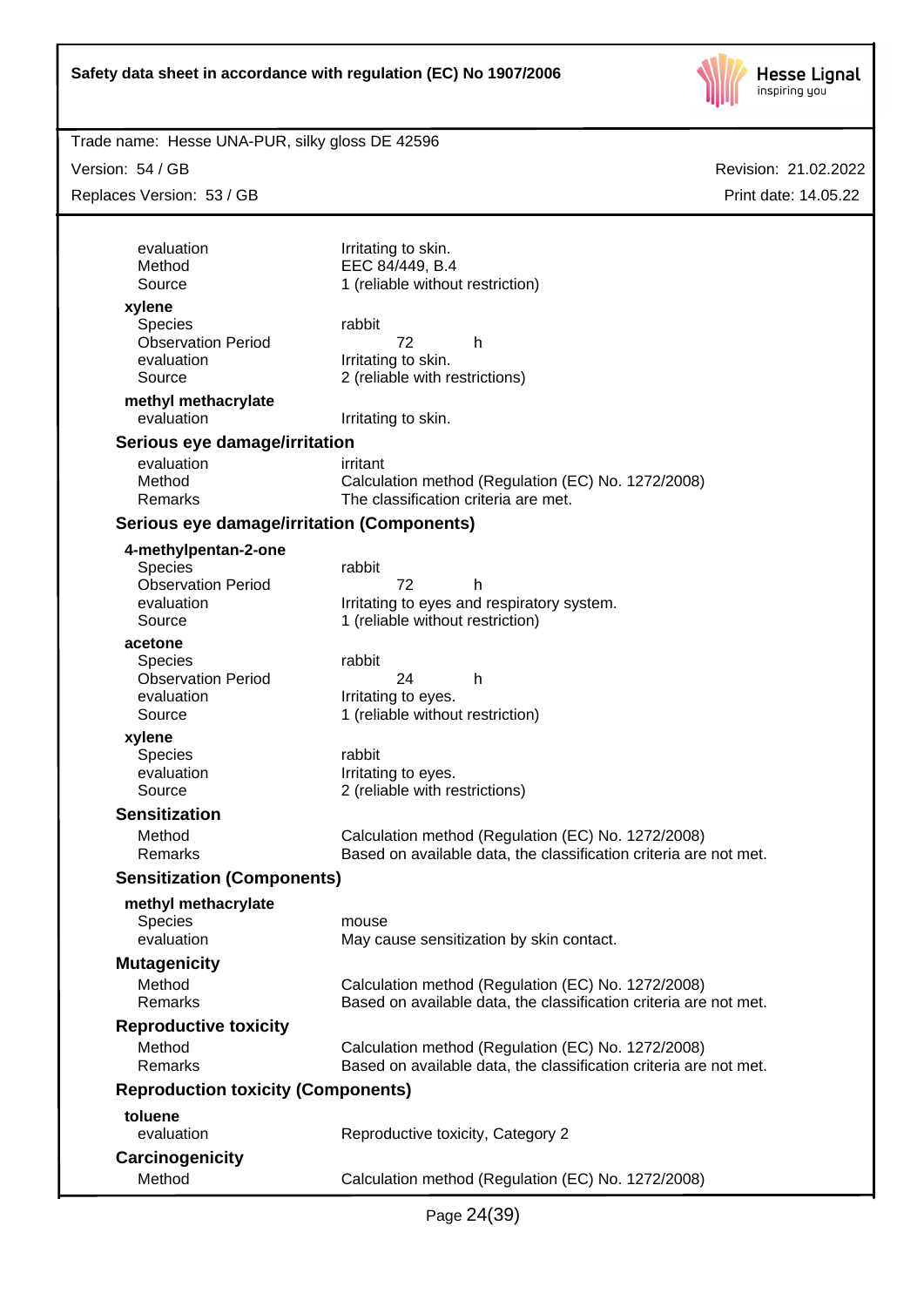| | |
|---|---|
| evaluation | Irritating to skin. |
| Method | EEC 84/449, B.4 |
| Source | 1 (reliable without restriction) |

**xylene**

| | |
|---|---|
| Species | rabbit |
| Observation Period | 72 h |
| evaluation | Irritating to skin. |
| Source | 2 (reliable with restrictions) |

**methyl methacrylate**

| | |
|---|---|
| evaluation | Irritating to skin. |

### Serious eye damage/irritation

| | |
|---|---|
| evaluation | irritant |
| Method | Calculation method (Regulation (EC) No. 1272/2008) |
| Remarks | The classification criteria are met. |

### Serious eye damage/irritation (Components)

**4-methylpentan-2-one**

| | |
|---|---|
| Species | rabbit |
| Observation Period | 72 h |
| evaluation | Irritating to eyes and respiratory system. |
| Source | 1 (reliable without restriction) |

**acetone**

| | |
|---|---|
| Species | rabbit |
| Observation Period | 24 h |
| evaluation | Irritating to eyes. |
| Source | 1 (reliable without restriction) |

**xylene**

| | |
|---|---|
| Species | rabbit |
| evaluation | Irritating to eyes. |
| Source | 2 (reliable with restrictions) |

### Sensitization

| | |
|---|---|
| Method | Calculation method (Regulation (EC) No. 1272/2008) |
| Remarks | Based on available data, the classification criteria are not met. |

### Sensitization (Components)

**methyl methacrylate**

| | |
|---|---|
| Species | mouse |
| evaluation | May cause sensitization by skin contact. |

### Mutagenicity

| | |
|---|---|
| Method | Calculation method (Regulation (EC) No. 1272/2008) |
| Remarks | Based on available data, the classification criteria are not met. |

### Reproductive toxicity

| | |
|---|---|
| Method | Calculation method (Regulation (EC) No. 1272/2008) |
| Remarks | Based on available data, the classification criteria are not met. |

### Reproduction toxicity (Components)

**toluene**

| | |
|---|---|
| evaluation | Reproductive toxicity, Category 2 |

### Carcinogenicity

| | |
|---|---|
| Method | Calculation method (Regulation (EC) No. 1272/2008) |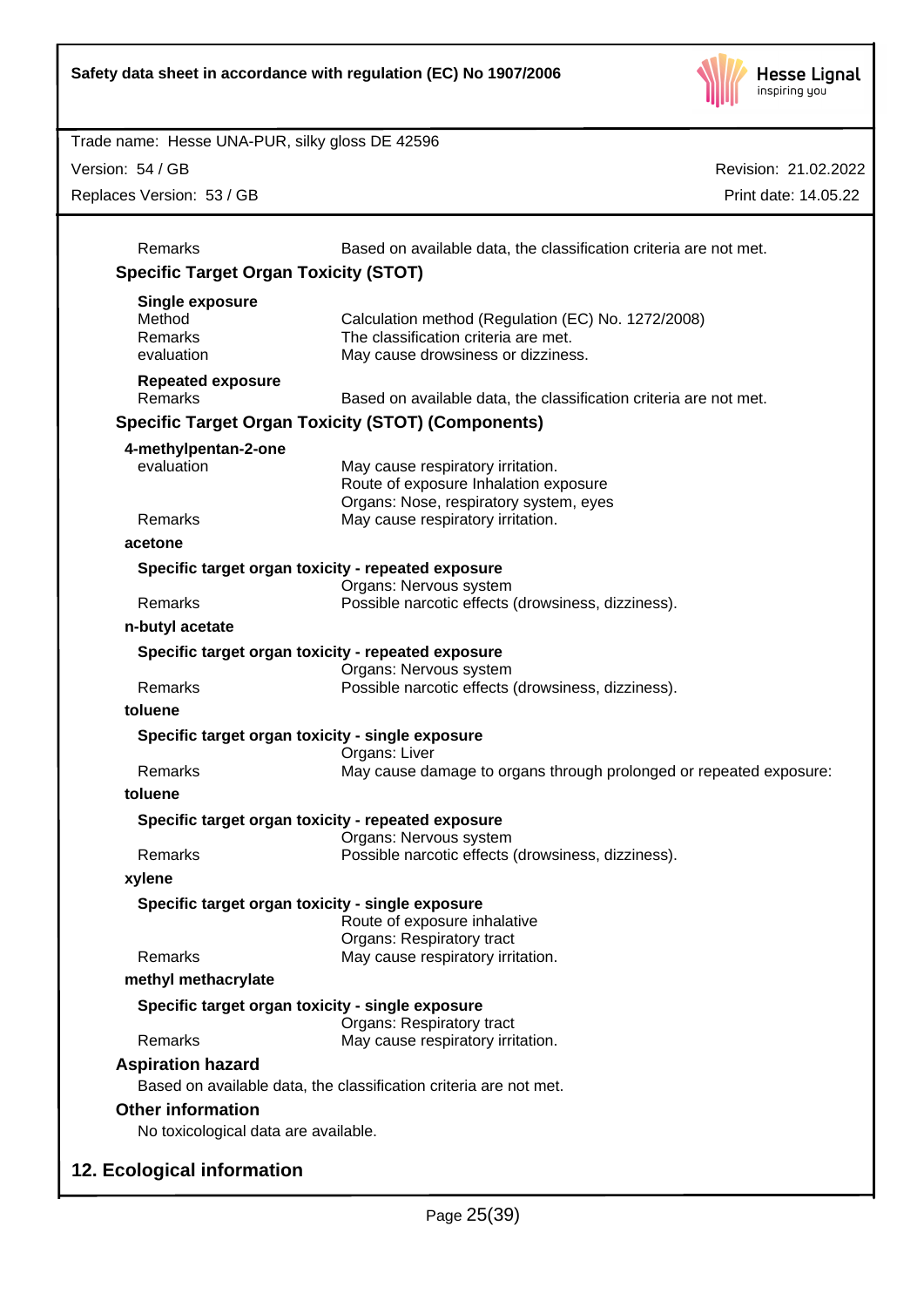| | |
|---|---|
| Remarks | Based on available data, the classification criteria are not met. |

### Specific Target Organ Toxicity (STOT)

**Single exposure**

| | |
|---|---|
| Method | Calculation method (Regulation (EC) No. 1272/2008) |
| Remarks | The classification criteria are met. |
| evaluation | May cause drowsiness or dizziness. |

**Repeated exposure**

| | |
|---|---|
| Remarks | Based on available data, the classification criteria are not met. |

### Specific Target Organ Toxicity (STOT) (Components)

**4-methylpentan-2-one**

| | |
|---|---|
| evaluation | May cause respiratory irritation.<br>Route of exposure Inhalation exposure<br>Organs: Nose, respiratory system, eyes |
| Remarks | May cause respiratory irritation. |

**acetone**

**Specific target organ toxicity - repeated exposure**

| | |
|---|---|
| | Organs: Nervous system |
| Remarks | Possible narcotic effects (drowsiness, dizziness). |

**n-butyl acetate**

**Specific target organ toxicity - repeated exposure**

| | |
|---|---|
| | Organs: Nervous system |
| Remarks | Possible narcotic effects (drowsiness, dizziness). |

**toluene**

**Specific target organ toxicity - single exposure**

| | |
|---|---|
| | Organs: Liver |
| Remarks | May cause damage to organs through prolonged or repeated exposure: |

**toluene**

**Specific target organ toxicity - repeated exposure**

| | |
|---|---|
| | Organs: Nervous system |
| Remarks | Possible narcotic effects (drowsiness, dizziness). |

**xylene**

**Specific target organ toxicity - single exposure**

| | |
|---|---|
| | Route of exposure inhalative<br>Organs: Respiratory tract |
| Remarks | May cause respiratory irritation. |

**methyl methacrylate**

**Specific target organ toxicity - single exposure**

| | |
|---|---|
| | Organs: Respiratory tract |
| Remarks | May cause respiratory irritation. |

### Aspiration hazard

Based on available data, the classification criteria are not met.

### Other information

No toxicological data are available.

## 12. Ecological information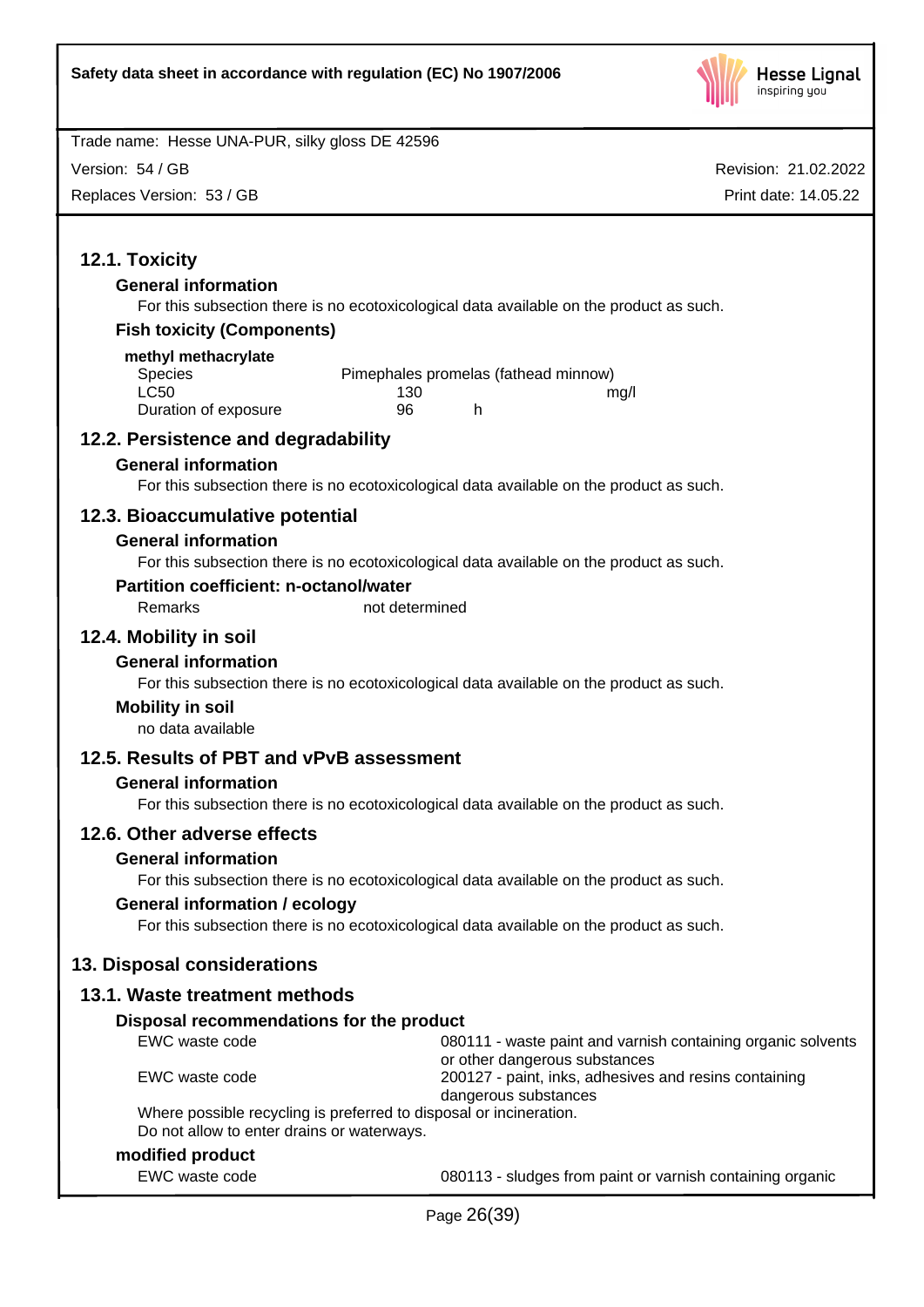## 12.1. Toxicity

### General information

For this subsection there is no ecotoxicological data available on the product as such.

### Fish toxicity (Components)

**methyl methacrylate**

| | | | |
|---|---|---|---|
| Species | Pimephales promelas (fathead minnow) | | |
| LC50 | 130 | | mg/l |
| Duration of exposure | 96 | h | |

## 12.2. Persistence and degradability

### General information

For this subsection there is no ecotoxicological data available on the product as such.

## 12.3. Bioaccumulative potential

### General information

For this subsection there is no ecotoxicological data available on the product as such.

### Partition coefficient: n-octanol/water

| | |
|---|---|
| Remarks | not determined |

## 12.4. Mobility in soil

### General information

For this subsection there is no ecotoxicological data available on the product as such.

### Mobility in soil

no data available

## 12.5. Results of PBT and vPvB assessment

### General information

For this subsection there is no ecotoxicological data available on the product as such.

## 12.6. Other adverse effects

### General information

For this subsection there is no ecotoxicological data available on the product as such.

### General information / ecology

For this subsection there is no ecotoxicological data available on the product as such.

# 13. Disposal considerations

## 13.1. Waste treatment methods

### Disposal recommendations for the product

| | |
|---|---|
| EWC waste code | 080111 - waste paint and varnish containing organic solvents or other dangerous substances |
| EWC waste code | 200127 - paint, inks, adhesives and resins containing dangerous substances |

Where possible recycling is preferred to disposal or incineration.
Do not allow to enter drains or waterways.

### modified product

| | |
|---|---|
| EWC waste code | 080113 - sludges from paint or varnish containing organic |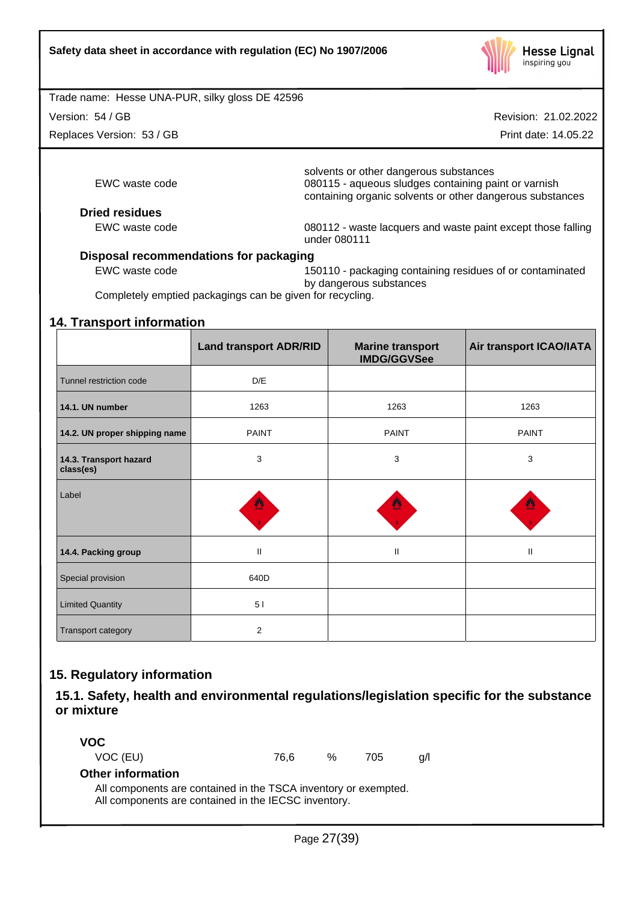| | |
|---|---|
| | solvents or other dangerous substances |
| EWC waste code | 080115 - aqueous sludges containing paint or varnish containing organic solvents or other dangerous substances |

**Dried residues**

| | |
|---|---|
| EWC waste code | 080112 - waste lacquers and waste paint except those falling under 080111 |

**Disposal recommendations for packaging**

| | |
|---|---|
| EWC waste code | 150110 - packaging containing residues of or contaminated by dangerous substances |

Completely emptied packagings can be given for recycling.

## 14. Transport information

| | Land transport ADR/RID | Marine transport IMDG/GGVSee | Air transport ICAO/IATA |
|---|---|---|---|
| Tunnel restriction code | D/E | | |
| **14.1. UN number** | 1263 | 1263 | 1263 |
| **14.2. UN proper shipping name** | PAINT | PAINT | PAINT |
| **14.3. Transport hazard class(es)** | 3 | 3 | 3 |
| Label | | | |
| **14.4. Packing group** | II | II | II |
| Special provision | 640D | | |
| Limited Quantity | 5 l | | |
| Transport category | 2 | | |

## 15. Regulatory information

### 15.1. Safety, health and environmental regulations/legislation specific for the substance or mixture

**VOC**

| | | | | |
|---|---|---|---|---|
| VOC (EU) | 76,6 | % | 705 | g/l |

**Other information**

All components are contained in the TSCA inventory or exempted.
All components are contained in the IECSC inventory.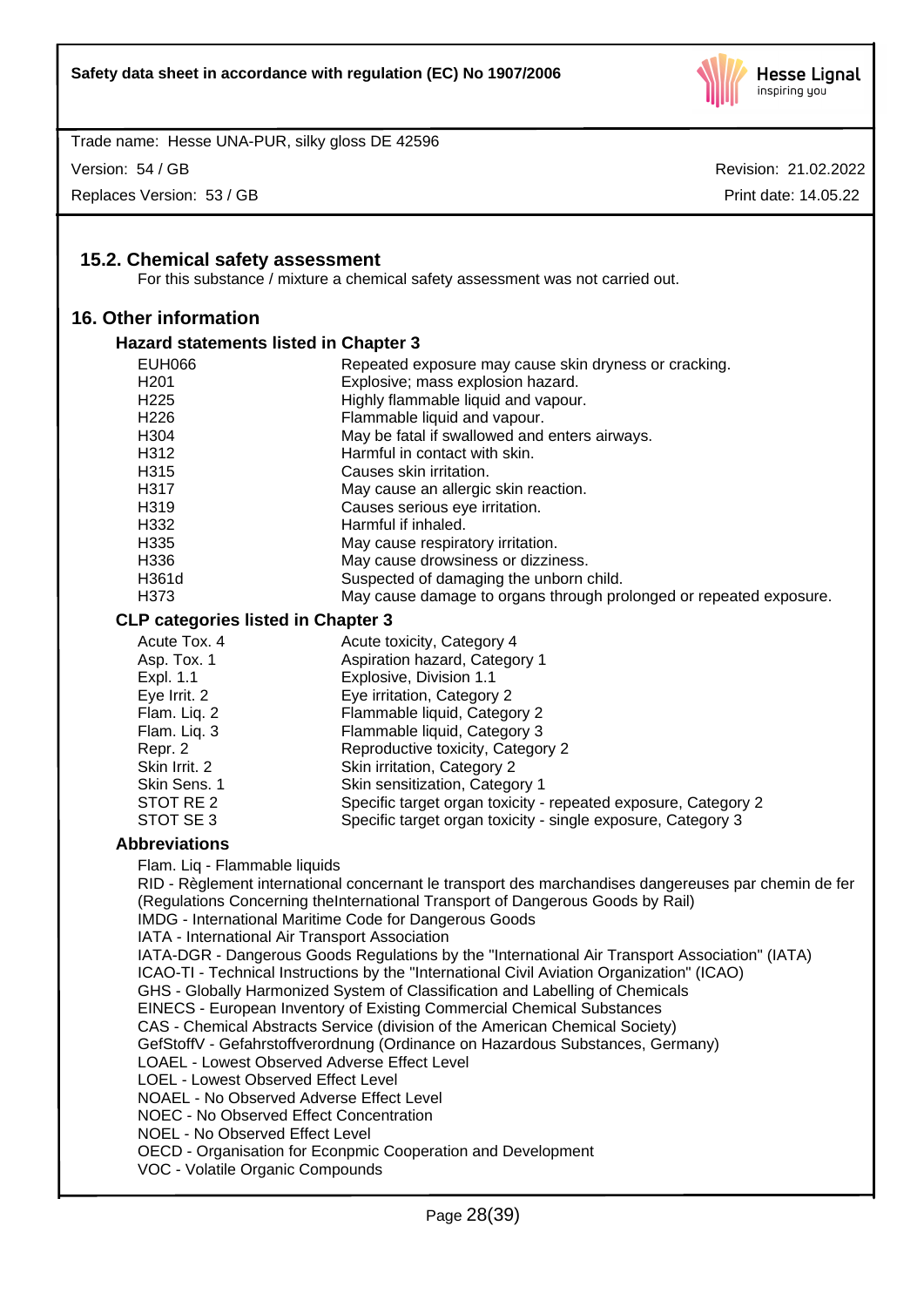## 15.2. Chemical safety assessment

For this substance / mixture a chemical safety assessment was not carried out.

# 16. Other information

### Hazard statements listed in Chapter 3

| | |
|---|---|
| EUH066 | Repeated exposure may cause skin dryness or cracking. |
| H201 | Explosive; mass explosion hazard. |
| H225 | Highly flammable liquid and vapour. |
| H226 | Flammable liquid and vapour. |
| H304 | May be fatal if swallowed and enters airways. |
| H312 | Harmful in contact with skin. |
| H315 | Causes skin irritation. |
| H317 | May cause an allergic skin reaction. |
| H319 | Causes serious eye irritation. |
| H332 | Harmful if inhaled. |
| H335 | May cause respiratory irritation. |
| H336 | May cause drowsiness or dizziness. |
| H361d | Suspected of damaging the unborn child. |
| H373 | May cause damage to organs through prolonged or repeated exposure. |

### CLP categories listed in Chapter 3

| | |
|---|---|
| Acute Tox. 4 | Acute toxicity, Category 4 |
| Asp. Tox. 1 | Aspiration hazard, Category 1 |
| Expl. 1.1 | Explosive, Division 1.1 |
| Eye Irrit. 2 | Eye irritation, Category 2 |
| Flam. Liq. 2 | Flammable liquid, Category 2 |
| Flam. Liq. 3 | Flammable liquid, Category 3 |
| Repr. 2 | Reproductive toxicity, Category 2 |
| Skin Irrit. 2 | Skin irritation, Category 2 |
| Skin Sens. 1 | Skin sensitization, Category 1 |
| STOT RE 2 | Specific target organ toxicity - repeated exposure, Category 2 |
| STOT SE 3 | Specific target organ toxicity - single exposure, Category 3 |

### Abbreviations

Flam. Liq - Flammable liquids
RID - Règlement international concernant le transport des marchandises dangereuses par chemin de fer (Regulations Concerning theInternational Transport of Dangerous Goods by Rail)
IMDG - International Maritime Code for Dangerous Goods
IATA - International Air Transport Association
IATA-DGR - Dangerous Goods Regulations by the "International Air Transport Association" (IATA)
ICAO-TI - Technical Instructions by the "International Civil Aviation Organization" (ICAO)
GHS - Globally Harmonized System of Classification and Labelling of Chemicals
EINECS - European Inventory of Existing Commercial Chemical Substances
CAS - Chemical Abstracts Service (division of the American Chemical Society)
GefStoffV - Gefahrstoffverordnung (Ordinance on Hazardous Substances, Germany)
LOAEL - Lowest Observed Adverse Effect Level
LOEL - Lowest Observed Effect Level
NOAEL - No Observed Adverse Effect Level
NOEC - No Observed Effect Concentration
NOEL - No Observed Effect Level
OECD - Organisation for Econpmic Cooperation and Development
VOC - Volatile Organic Compounds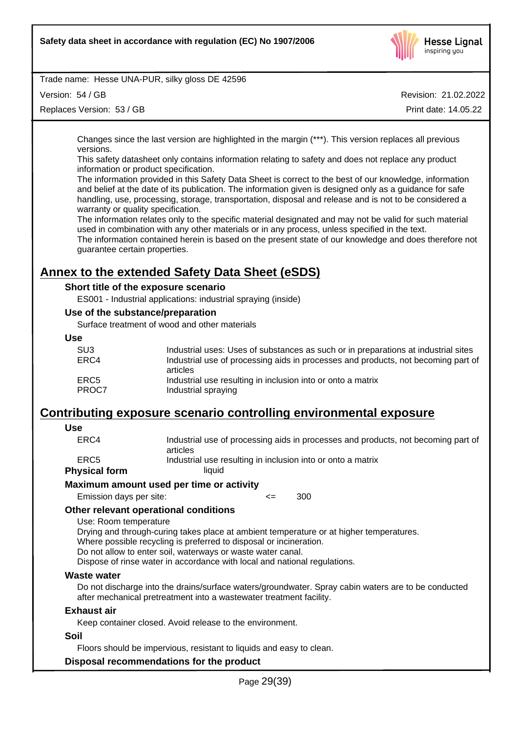Changes since the last version are highlighted in the margin (***). This version replaces all previous versions.
This safety datasheet only contains information relating to safety and does not replace any product information or product specification.
The information provided in this Safety Data Sheet is correct to the best of our knowledge, information and belief at the date of its publication. The information given is designed only as a guidance for safe handling, use, processing, storage, transportation, disposal and release and is not to be considered a warranty or quality specification.
The information relates only to the specific material designated and may not be valid for such material used in combination with any other materials or in any process, unless specified in the text.
The information contained herein is based on the present state of our knowledge and does therefore not guarantee certain properties.

## Annex to the extended Safety Data Sheet (eSDS)

### Short title of the exposure scenario

ES001 - Industrial applications: industrial spraying (inside)

### Use of the substance/preparation

Surface treatment of wood and other materials

### Use

| | |
|---|---|
| SU3 | Industrial uses: Uses of substances as such or in preparations at industrial sites |
| ERC4 | Industrial use of processing aids in processes and products, not becoming part of articles |
| ERC5 | Industrial use resulting in inclusion into or onto a matrix |
| PROC7 | Industrial spraying |

## Contributing exposure scenario controlling environmental exposure

### Use

| | |
|---|---|
| ERC4 | Industrial use of processing aids in processes and products, not becoming part of articles |
| ERC5 | Industrial use resulting in inclusion into or onto a matrix |

**Physical form** liquid

### Maximum amount used per time or activity

Emission days per site: <= 300

### Other relevant operational conditions

Use: Room temperature
Drying and through-curing takes place at ambient temperature or at higher temperatures.
Where possible recycling is preferred to disposal or incineration.
Do not allow to enter soil, waterways or waste water canal.
Dispose of rinse water in accordance with local and national regulations.

### Waste water

Do not discharge into the drains/surface waters/groundwater. Spray cabin waters are to be conducted after mechanical pretreatment into a wastewater treatment facility.

### Exhaust air

Keep container closed. Avoid release to the environment.

### Soil

Floors should be impervious, resistant to liquids and easy to clean.

### Disposal recommendations for the product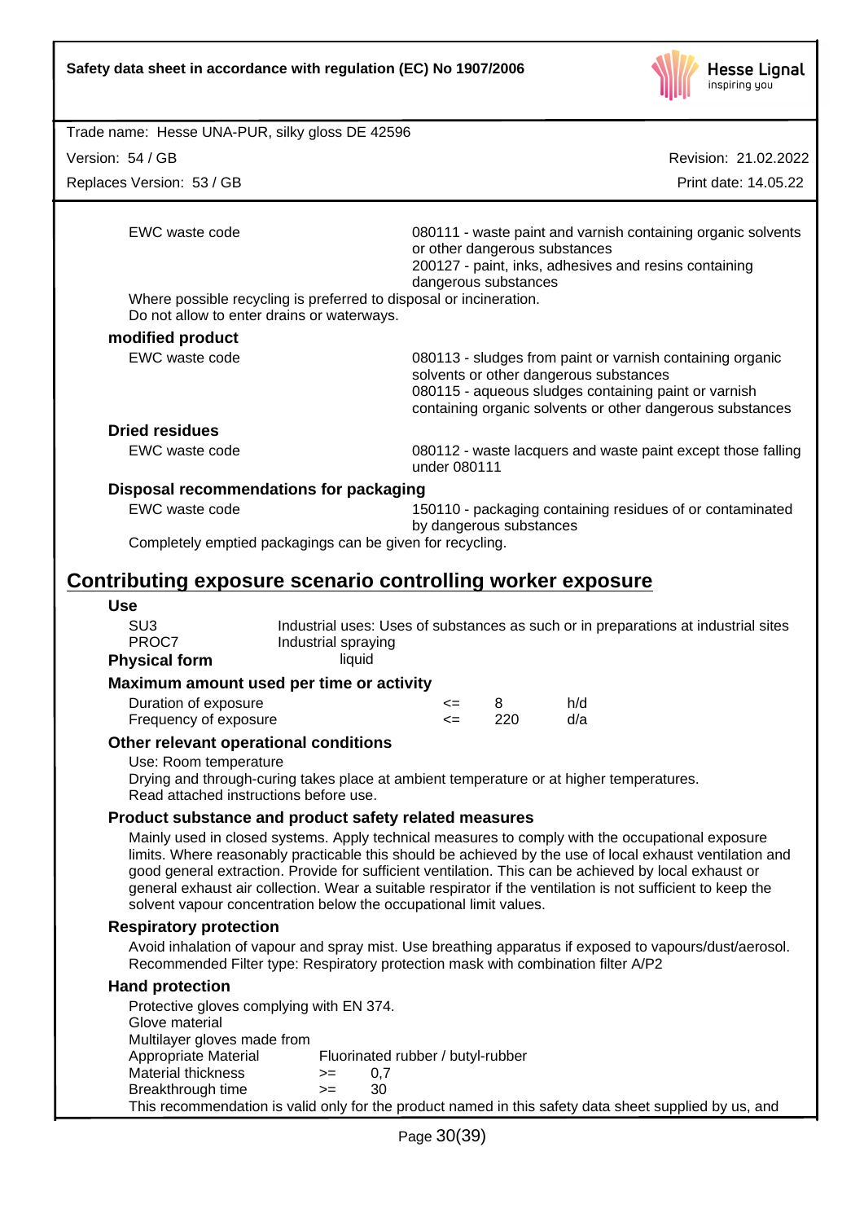| | |
|---|---|
| EWC waste code | 080111 - waste paint and varnish containing organic solvents or other dangerous substances<br>200127 - paint, inks, adhesives and resins containing dangerous substances |

Where possible recycling is preferred to disposal or incineration.
Do not allow to enter drains or waterways.

**modified product**

| | |
|---|---|
| EWC waste code | 080113 - sludges from paint or varnish containing organic solvents or other dangerous substances<br>080115 - aqueous sludges containing paint or varnish containing organic solvents or other dangerous substances |

**Dried residues**

| | |
|---|---|
| EWC waste code | 080112 - waste lacquers and waste paint except those falling under 080111 |

**Disposal recommendations for packaging**

| | |
|---|---|
| EWC waste code | 150110 - packaging containing residues of or contaminated by dangerous substances |

Completely emptied packagings can be given for recycling.

## Contributing exposure scenario controlling worker exposure

**Use**

| | |
|---|---|
| SU3 | Industrial uses: Uses of substances as such or in preparations at industrial sites |
| PROC7 | Industrial spraying |

**Physical form** liquid

**Maximum amount used per time or activity**

| | | | |
|---|---|---|---|
| Duration of exposure | <= | 8 | h/d |
| Frequency of exposure | <= | 220 | d/a |

**Other relevant operational conditions**

Use: Room temperature
Drying and through-curing takes place at ambient temperature or at higher temperatures.
Read attached instructions before use.

**Product substance and product safety related measures**

Mainly used in closed systems. Apply technical measures to comply with the occupational exposure limits. Where reasonably practicable this should be achieved by the use of local exhaust ventilation and good general extraction. Provide for sufficient ventilation. This can be achieved by local exhaust or general exhaust air collection. Wear a suitable respirator if the ventilation is not sufficient to keep the solvent vapour concentration below the occupational limit values.

**Respiratory protection**

Avoid inhalation of vapour and spray mist. Use breathing apparatus if exposed to vapours/dust/aerosol.
Recommended Filter type: Respiratory protection mask with combination filter A/P2

**Hand protection**

Protective gloves complying with EN 374.
Glove material
Multilayer gloves made from

| | | |
|---|---|---|
| Appropriate Material | | Fluorinated rubber / butyl-rubber |
| Material thickness | >= | 0,7 |
| Breakthrough time | >= | 30 |

This recommendation is valid only for the product named in this safety data sheet supplied by us, and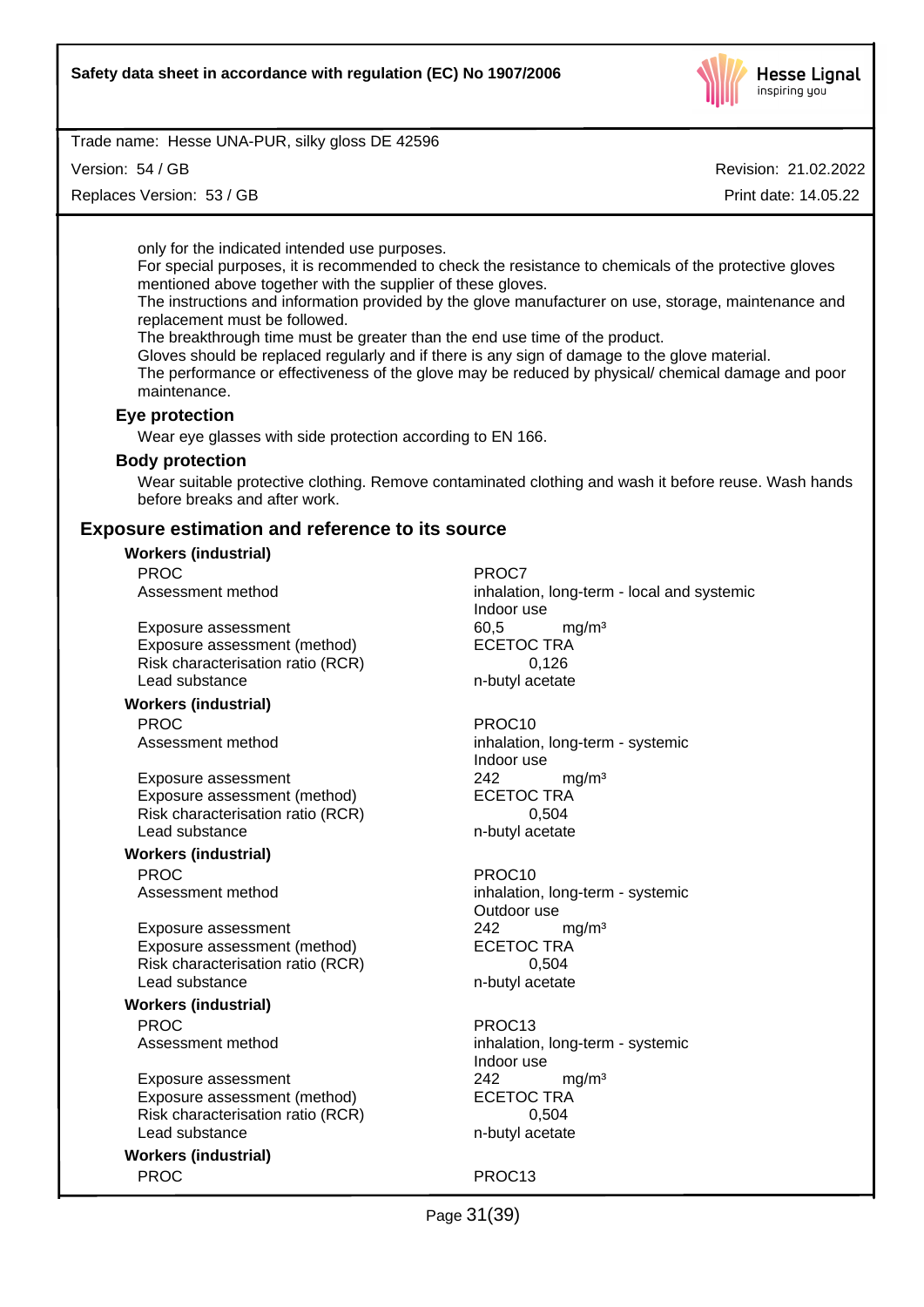only for the indicated intended use purposes.
For special purposes, it is recommended to check the resistance to chemicals of the protective gloves mentioned above together with the supplier of these gloves.
The instructions and information provided by the glove manufacturer on use, storage, maintenance and replacement must be followed.
The breakthrough time must be greater than the end use time of the product.
Gloves should be replaced regularly and if there is any sign of damage to the glove material.
The performance or effectiveness of the glove may be reduced by physical/ chemical damage and poor maintenance.

### Eye protection

Wear eye glasses with side protection according to EN 166.

### Body protection

Wear suitable protective clothing. Remove contaminated clothing and wash it before reuse. Wash hands before breaks and after work.

## Exposure estimation and reference to its source

**Workers (industrial)**

| | |
|---|---|
| PROC | PROC7 |
| Assessment method | inhalation, long-term - local and systemic<br>Indoor use |
| Exposure assessment | 60,5 mg/m³ |
| Exposure assessment (method) | ECETOC TRA |
| Risk characterisation ratio (RCR) | 0,126 |
| Lead substance | n-butyl acetate |

**Workers (industrial)**

| | |
|---|---|
| PROC | PROC10 |
| Assessment method | inhalation, long-term - systemic<br>Indoor use |
| Exposure assessment | 242 mg/m³ |
| Exposure assessment (method) | ECETOC TRA |
| Risk characterisation ratio (RCR) | 0,504 |
| Lead substance | n-butyl acetate |

**Workers (industrial)**

| | |
|---|---|
| PROC | PROC10 |
| Assessment method | inhalation, long-term - systemic<br>Outdoor use |
| Exposure assessment | 242 mg/m³ |
| Exposure assessment (method) | ECETOC TRA |
| Risk characterisation ratio (RCR) | 0,504 |
| Lead substance | n-butyl acetate |

**Workers (industrial)**

| | |
|---|---|
| PROC | PROC13 |
| Assessment method | inhalation, long-term - systemic<br>Indoor use |
| Exposure assessment | 242 mg/m³ |
| Exposure assessment (method) | ECETOC TRA |
| Risk characterisation ratio (RCR) | 0,504 |
| Lead substance | n-butyl acetate |

**Workers (industrial)**

| | |
|---|---|
| PROC | PROC13 |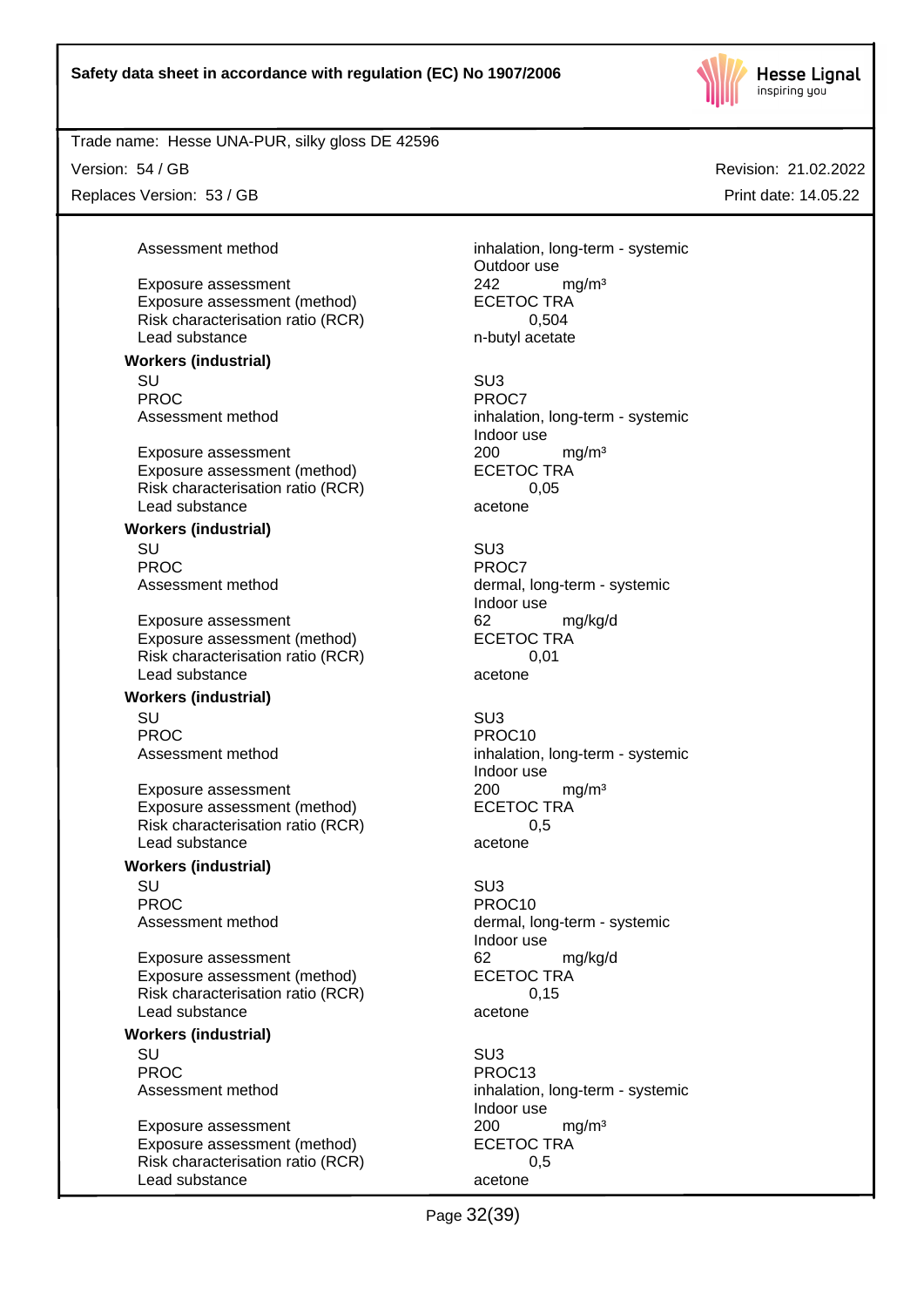| | |
|---|---|
| Assessment method | inhalation, long-term - systemic<br>Outdoor use |
| Exposure assessment | 242 mg/m³ |
| Exposure assessment (method) | ECETOC TRA |
| Risk characterisation ratio (RCR) | 0,504 |
| Lead substance | n-butyl acetate |

**Workers (industrial)**

| | |
|---|---|
| SU | SU3 |
| PROC | PROC7 |
| Assessment method | inhalation, long-term - systemic<br>Indoor use |
| Exposure assessment | 200 mg/m³ |
| Exposure assessment (method) | ECETOC TRA |
| Risk characterisation ratio (RCR) | 0,05 |
| Lead substance | acetone |

**Workers (industrial)**

| | |
|---|---|
| SU | SU3 |
| PROC | PROC7 |
| Assessment method | dermal, long-term - systemic<br>Indoor use |
| Exposure assessment | 62 mg/kg/d |
| Exposure assessment (method) | ECETOC TRA |
| Risk characterisation ratio (RCR) | 0,01 |
| Lead substance | acetone |

**Workers (industrial)**

| | |
|---|---|
| SU | SU3 |
| PROC | PROC10 |
| Assessment method | inhalation, long-term - systemic<br>Indoor use |
| Exposure assessment | 200 mg/m³ |
| Exposure assessment (method) | ECETOC TRA |
| Risk characterisation ratio (RCR) | 0,5 |
| Lead substance | acetone |

**Workers (industrial)**

| | |
|---|---|
| SU | SU3 |
| PROC | PROC10 |
| Assessment method | dermal, long-term - systemic<br>Indoor use |
| Exposure assessment | 62 mg/kg/d |
| Exposure assessment (method) | ECETOC TRA |
| Risk characterisation ratio (RCR) | 0,15 |
| Lead substance | acetone |

**Workers (industrial)**

| | |
|---|---|
| SU | SU3 |
| PROC | PROC13 |
| Assessment method | inhalation, long-term - systemic<br>Indoor use |
| Exposure assessment | 200 mg/m³ |
| Exposure assessment (method) | ECETOC TRA |
| Risk characterisation ratio (RCR) | 0,5 |
| Lead substance | acetone |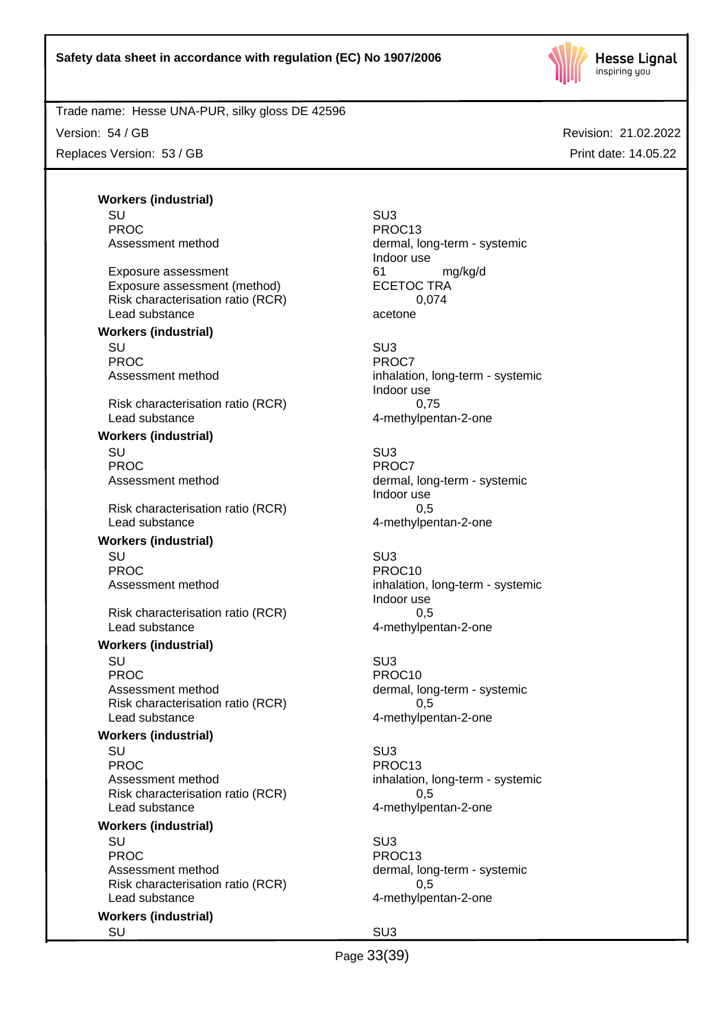**Workers (industrial)**

| | |
|---|---|
| SU | SU3 |
| PROC | PROC13 |
| Assessment method | dermal, long-term - systemic<br>Indoor use |
| Exposure assessment | 61 mg/kg/d |
| Exposure assessment (method) | ECETOC TRA |
| Risk characterisation ratio (RCR) | 0,074 |
| Lead substance | acetone |

**Workers (industrial)**

| | |
|---|---|
| SU | SU3 |
| PROC | PROC7 |
| Assessment method | inhalation, long-term - systemic<br>Indoor use |
| Risk characterisation ratio (RCR) | 0,75 |
| Lead substance | 4-methylpentan-2-one |

**Workers (industrial)**

| | |
|---|---|
| SU | SU3 |
| PROC | PROC7 |
| Assessment method | dermal, long-term - systemic<br>Indoor use |
| Risk characterisation ratio (RCR) | 0,5 |
| Lead substance | 4-methylpentan-2-one |

**Workers (industrial)**

| | |
|---|---|
| SU | SU3 |
| PROC | PROC10 |
| Assessment method | inhalation, long-term - systemic<br>Indoor use |
| Risk characterisation ratio (RCR) | 0,5 |
| Lead substance | 4-methylpentan-2-one |

**Workers (industrial)**

| | |
|---|---|
| SU | SU3 |
| PROC | PROC10 |
| Assessment method | dermal, long-term - systemic |
| Risk characterisation ratio (RCR) | 0,5 |
| Lead substance | 4-methylpentan-2-one |

**Workers (industrial)**

| | |
|---|---|
| SU | SU3 |
| PROC | PROC13 |
| Assessment method | inhalation, long-term - systemic |
| Risk characterisation ratio (RCR) | 0,5 |
| Lead substance | 4-methylpentan-2-one |

**Workers (industrial)**

| | |
|---|---|
| SU | SU3 |
| PROC | PROC13 |
| Assessment method | dermal, long-term - systemic |
| Risk characterisation ratio (RCR) | 0,5 |
| Lead substance | 4-methylpentan-2-one |

**Workers (industrial)**

| | |
|---|---|
| SU | SU3 |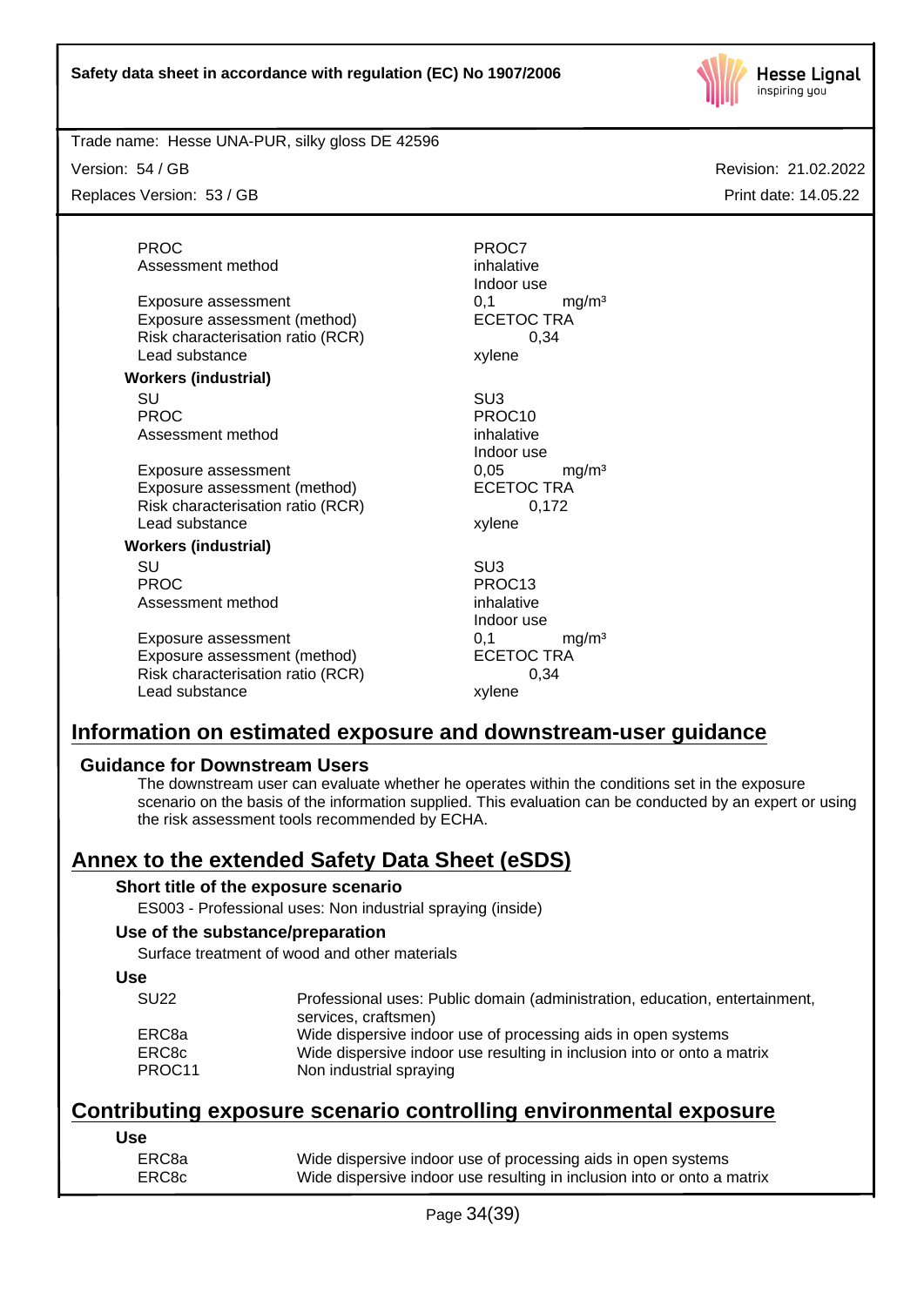| | |
|---|---|
| PROC | PROC7 |
| Assessment method | inhalative<br>Indoor use |
| Exposure assessment | 0,1 mg/m³ |
| Exposure assessment (method) | ECETOC TRA |
| Risk characterisation ratio (RCR) | 0,34 |
| Lead substance | xylene |

**Workers (industrial)**

| | |
|---|---|
| SU | SU3 |
| PROC | PROC10 |
| Assessment method | inhalative<br>Indoor use |
| Exposure assessment | 0,05 mg/m³ |
| Exposure assessment (method) | ECETOC TRA |
| Risk characterisation ratio (RCR) | 0,172 |
| Lead substance | xylene |

**Workers (industrial)**

| | |
|---|---|
| SU | SU3 |
| PROC | PROC13 |
| Assessment method | inhalative<br>Indoor use |
| Exposure assessment | 0,1 mg/m³ |
| Exposure assessment (method) | ECETOC TRA |
| Risk characterisation ratio (RCR) | 0,34 |
| Lead substance | xylene |

## Information on estimated exposure and downstream-user guidance

### Guidance for Downstream Users

The downstream user can evaluate whether he operates within the conditions set in the exposure scenario on the basis of the information supplied. This evaluation can be conducted by an expert or using the risk assessment tools recommended by ECHA.

## Annex to the extended Safety Data Sheet (eSDS)

### Short title of the exposure scenario

ES003 - Professional uses: Non industrial spraying (inside)

### Use of the substance/preparation

Surface treatment of wood and other materials

### Use

| | |
|---|---|
| SU22 | Professional uses: Public domain (administration, education, entertainment, services, craftsmen) |
| ERC8a | Wide dispersive indoor use of processing aids in open systems |
| ERC8c | Wide dispersive indoor use resulting in inclusion into or onto a matrix |
| PROC11 | Non industrial spraying |

## Contributing exposure scenario controlling environmental exposure

### Use

| | |
|---|---|
| ERC8a | Wide dispersive indoor use of processing aids in open systems |
| ERC8c | Wide dispersive indoor use resulting in inclusion into or onto a matrix |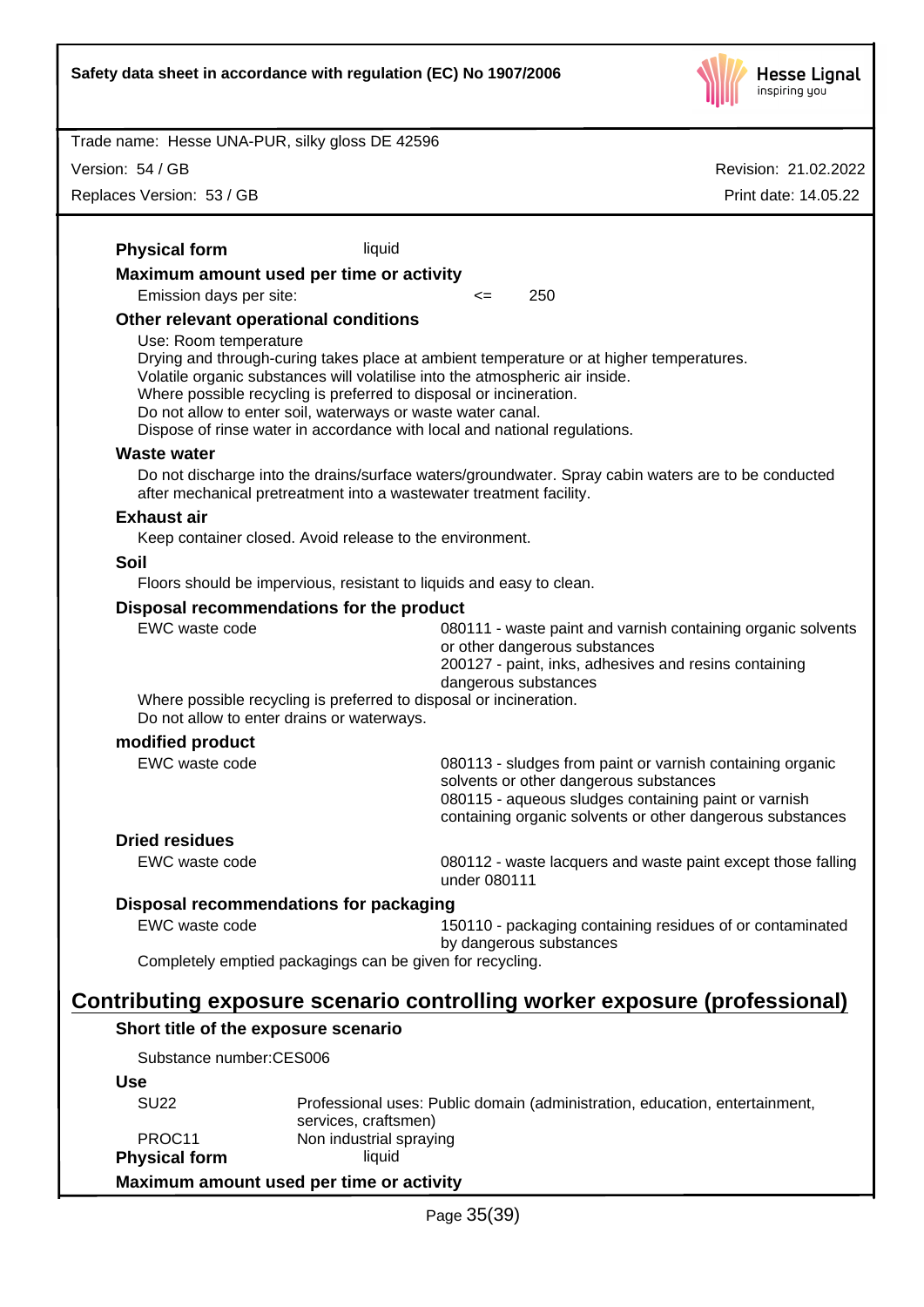**Physical form** liquid

**Maximum amount used per time or activity**

Emission days per site: <= 250

**Other relevant operational conditions**

Use: Room temperature
Drying and through-curing takes place at ambient temperature or at higher temperatures.
Volatile organic substances will volatilise into the atmospheric air inside.
Where possible recycling is preferred to disposal or incineration.
Do not allow to enter soil, waterways or waste water canal.
Dispose of rinse water in accordance with local and national regulations.

**Waste water**

Do not discharge into the drains/surface waters/groundwater. Spray cabin waters are to be conducted after mechanical pretreatment into a wastewater treatment facility.

**Exhaust air**

Keep container closed. Avoid release to the environment.

**Soil**

Floors should be impervious, resistant to liquids and easy to clean.

**Disposal recommendations for the product**

| | |
|---|---|
| EWC waste code | 080111 - waste paint and varnish containing organic solvents or other dangerous substances<br>200127 - paint, inks, adhesives and resins containing dangerous substances |

Where possible recycling is preferred to disposal or incineration.
Do not allow to enter drains or waterways.

**modified product**

| | |
|---|---|
| EWC waste code | 080113 - sludges from paint or varnish containing organic solvents or other dangerous substances<br>080115 - aqueous sludges containing paint or varnish containing organic solvents or other dangerous substances |

**Dried residues**

| | |
|---|---|
| EWC waste code | 080112 - waste lacquers and waste paint except those falling under 080111 |

**Disposal recommendations for packaging**

| | |
|---|---|
| EWC waste code | 150110 - packaging containing residues of or contaminated by dangerous substances |

Completely emptied packagings can be given for recycling.

## Contributing exposure scenario controlling worker exposure (professional)

**Short title of the exposure scenario**

Substance number:CES006

**Use**

| | |
|---|---|
| SU22 | Professional uses: Public domain (administration, education, entertainment, services, craftsmen) |
| PROC11 | Non industrial spraying |

**Physical form** liquid

**Maximum amount used per time or activity**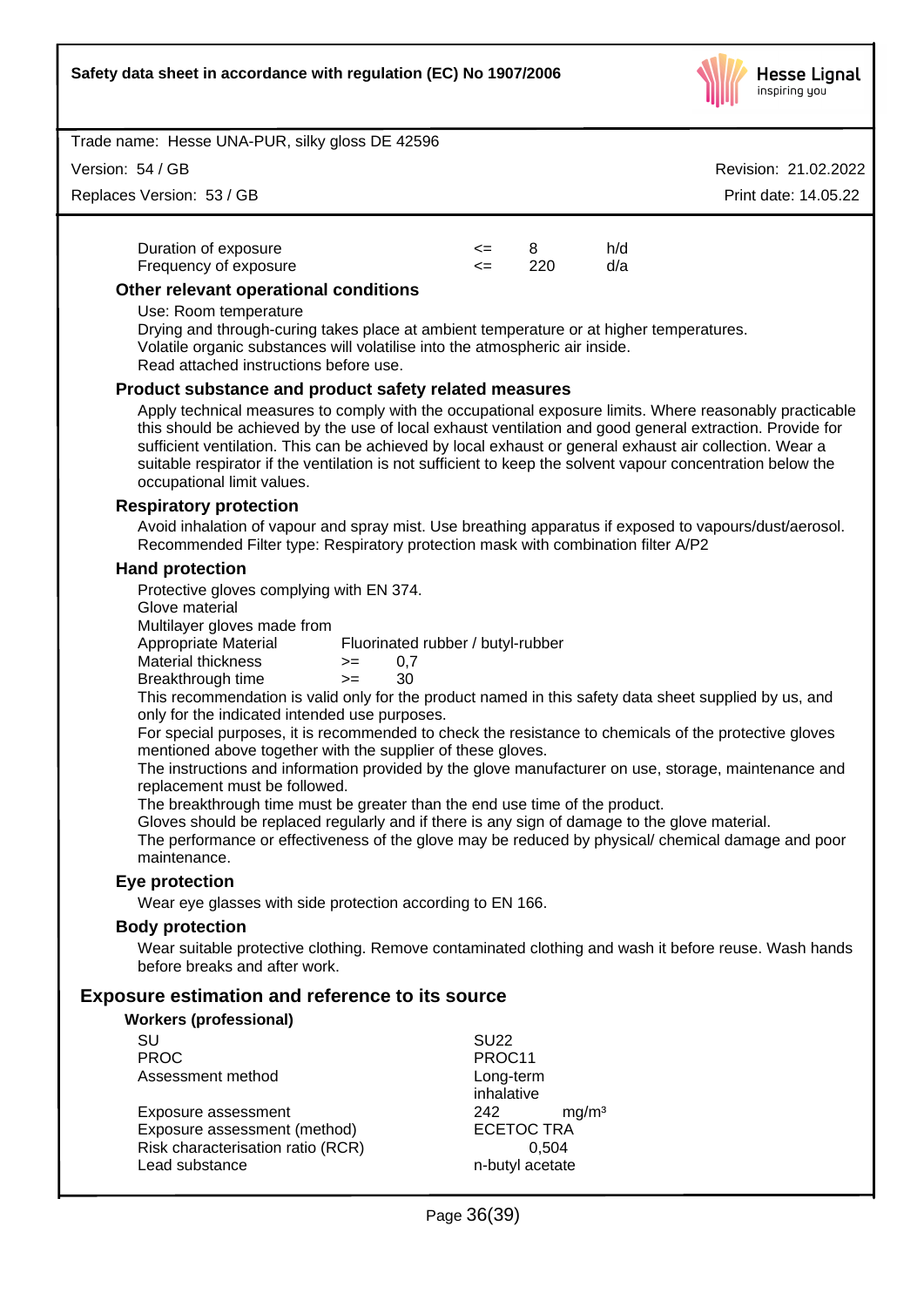| | | | |
|---|---|---|---|
| Duration of exposure | <= | 8 | h/d |
| Frequency of exposure | <= | 220 | d/a |

### Other relevant operational conditions

Use: Room temperature
Drying and through-curing takes place at ambient temperature or at higher temperatures.
Volatile organic substances will volatilise into the atmospheric air inside.
Read attached instructions before use.

### Product substance and product safety related measures

Apply technical measures to comply with the occupational exposure limits. Where reasonably practicable this should be achieved by the use of local exhaust ventilation and good general extraction. Provide for sufficient ventilation. This can be achieved by local exhaust or general exhaust air collection. Wear a suitable respirator if the ventilation is not sufficient to keep the solvent vapour concentration below the occupational limit values.

### Respiratory protection

Avoid inhalation of vapour and spray mist. Use breathing apparatus if exposed to vapours/dust/aerosol.
Recommended Filter type: Respiratory protection mask with combination filter A/P2

### Hand protection

Protective gloves complying with EN 374.
Glove material
Multilayer gloves made from

| | | |
|---|---|---|
| Appropriate Material | | Fluorinated rubber / butyl-rubber |
| Material thickness | >= | 0,7 |
| Breakthrough time | >= | 30 |

This recommendation is valid only for the product named in this safety data sheet supplied by us, and only for the indicated intended use purposes.
For special purposes, it is recommended to check the resistance to chemicals of the protective gloves mentioned above together with the supplier of these gloves.
The instructions and information provided by the glove manufacturer on use, storage, maintenance and replacement must be followed.
The breakthrough time must be greater than the end use time of the product.
Gloves should be replaced regularly and if there is any sign of damage to the glove material.
The performance or effectiveness of the glove may be reduced by physical/ chemical damage and poor maintenance.

### Eye protection

Wear eye glasses with side protection according to EN 166.

### Body protection

Wear suitable protective clothing. Remove contaminated clothing and wash it before reuse. Wash hands before breaks and after work.

## Exposure estimation and reference to its source

**Workers (professional)**

| | |
|---|---|
| SU | SU22 |
| PROC | PROC11 |
| Assessment method | Long-term inhalative |
| Exposure assessment | 242 mg/m³ |
| Exposure assessment (method) | ECETOC TRA |
| Risk characterisation ratio (RCR) | 0,504 |
| Lead substance | n-butyl acetate |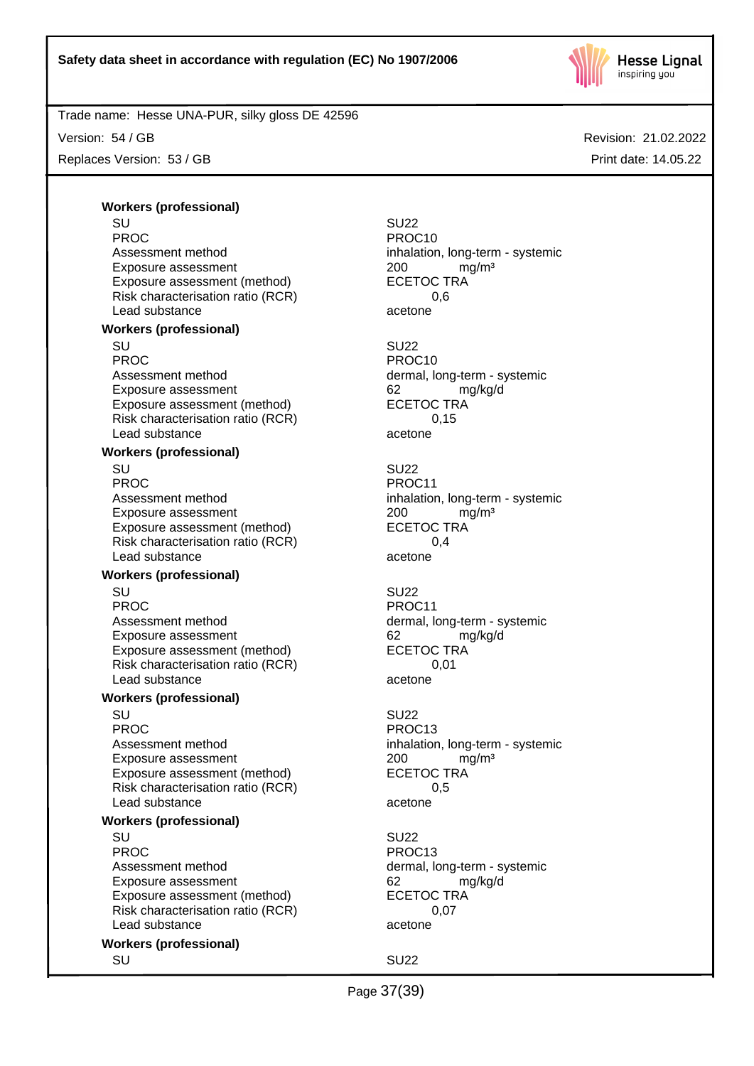**Workers (professional)**

| | |
|---|---|
| SU | SU22 |
| PROC | PROC10 |
| Assessment method | inhalation, long-term - systemic |
| Exposure assessment | 200 mg/m³ |
| Exposure assessment (method) | ECETOC TRA |
| Risk characterisation ratio (RCR) | 0,6 |
| Lead substance | acetone |

**Workers (professional)**

| | |
|---|---|
| SU | SU22 |
| PROC | PROC10 |
| Assessment method | dermal, long-term - systemic |
| Exposure assessment | 62 mg/kg/d |
| Exposure assessment (method) | ECETOC TRA |
| Risk characterisation ratio (RCR) | 0,15 |
| Lead substance | acetone |

**Workers (professional)**

| | |
|---|---|
| SU | SU22 |
| PROC | PROC11 |
| Assessment method | inhalation, long-term - systemic |
| Exposure assessment | 200 mg/m³ |
| Exposure assessment (method) | ECETOC TRA |
| Risk characterisation ratio (RCR) | 0,4 |
| Lead substance | acetone |

**Workers (professional)**

| | |
|---|---|
| SU | SU22 |
| PROC | PROC11 |
| Assessment method | dermal, long-term - systemic |
| Exposure assessment | 62 mg/kg/d |
| Exposure assessment (method) | ECETOC TRA |
| Risk characterisation ratio (RCR) | 0,01 |
| Lead substance | acetone |

**Workers (professional)**

| | |
|---|---|
| SU | SU22 |
| PROC | PROC13 |
| Assessment method | inhalation, long-term - systemic |
| Exposure assessment | 200 mg/m³ |
| Exposure assessment (method) | ECETOC TRA |
| Risk characterisation ratio (RCR) | 0,5 |
| Lead substance | acetone |

**Workers (professional)**

| | |
|---|---|
| SU | SU22 |
| PROC | PROC13 |
| Assessment method | dermal, long-term - systemic |
| Exposure assessment | 62 mg/kg/d |
| Exposure assessment (method) | ECETOC TRA |
| Risk characterisation ratio (RCR) | 0,07 |
| Lead substance | acetone |

**Workers (professional)**

| | |
|---|---|
| SU | SU22 |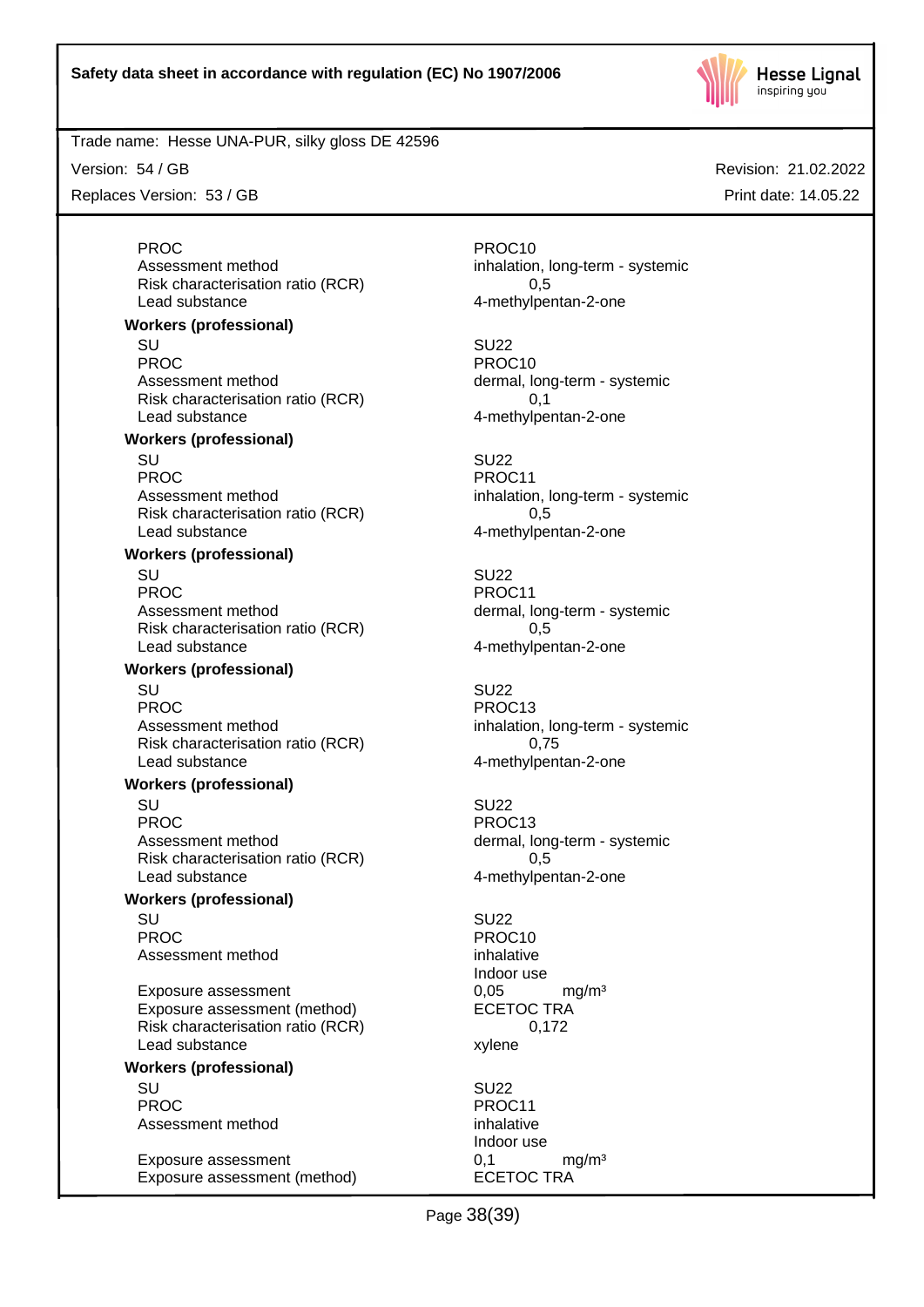| | |
|---|---|
| PROC | PROC10 |
| Assessment method | inhalation, long-term - systemic |
| Risk characterisation ratio (RCR) | 0,5 |
| Lead substance | 4-methylpentan-2-one |

**Workers (professional)**

| | |
|---|---|
| SU | SU22 |
| PROC | PROC10 |
| Assessment method | dermal, long-term - systemic |
| Risk characterisation ratio (RCR) | 0,1 |
| Lead substance | 4-methylpentan-2-one |

**Workers (professional)**

| | |
|---|---|
| SU | SU22 |
| PROC | PROC11 |
| Assessment method | inhalation, long-term - systemic |
| Risk characterisation ratio (RCR) | 0,5 |
| Lead substance | 4-methylpentan-2-one |

**Workers (professional)**

| | |
|---|---|
| SU | SU22 |
| PROC | PROC11 |
| Assessment method | dermal, long-term - systemic |
| Risk characterisation ratio (RCR) | 0,5 |
| Lead substance | 4-methylpentan-2-one |

**Workers (professional)**

| | |
|---|---|
| SU | SU22 |
| PROC | PROC13 |
| Assessment method | inhalation, long-term - systemic |
| Risk characterisation ratio (RCR) | 0,75 |
| Lead substance | 4-methylpentan-2-one |

**Workers (professional)**

| | |
|---|---|
| SU | SU22 |
| PROC | PROC13 |
| Assessment method | dermal, long-term - systemic |
| Risk characterisation ratio (RCR) | 0,5 |
| Lead substance | 4-methylpentan-2-one |

**Workers (professional)**

| | |
|---|---|
| SU | SU22 |
| PROC | PROC10 |
| Assessment method | inhalative<br>Indoor use |
| Exposure assessment | 0,05 mg/m³ |
| Exposure assessment (method) | ECETOC TRA |
| Risk characterisation ratio (RCR) | 0,172 |
| Lead substance | xylene |

**Workers (professional)**

| | |
|---|---|
| SU | SU22 |
| PROC | PROC11 |
| Assessment method | inhalative<br>Indoor use |
| Exposure assessment | 0,1 mg/m³ |
| Exposure assessment (method) | ECETOC TRA |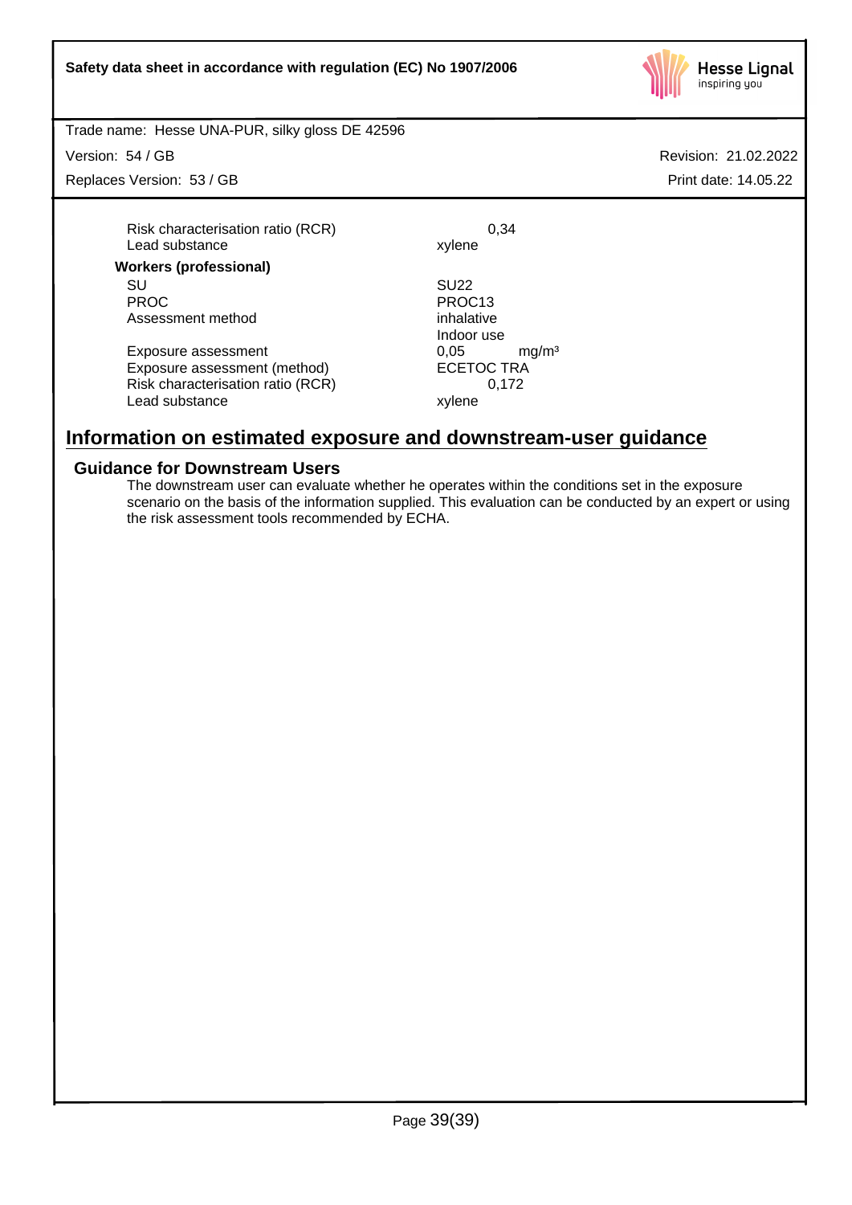| | |
|---|---|
| Risk characterisation ratio (RCR) | 0,34 |
| Lead substance | xylene |

**Workers (professional)**

| | |
|---|---|
| SU | SU22 |
| PROC | PROC13 |
| Assessment method | inhalative<br>Indoor use |
| Exposure assessment | 0,05 mg/m³ |
| Exposure assessment (method) | ECETOC TRA |
| Risk characterisation ratio (RCR) | 0,172 |
| Lead substance | xylene |

## Information on estimated exposure and downstream-user guidance

### Guidance for Downstream Users

The downstream user can evaluate whether he operates within the conditions set in the exposure scenario on the basis of the information supplied. This evaluation can be conducted by an expert or using the risk assessment tools recommended by ECHA.